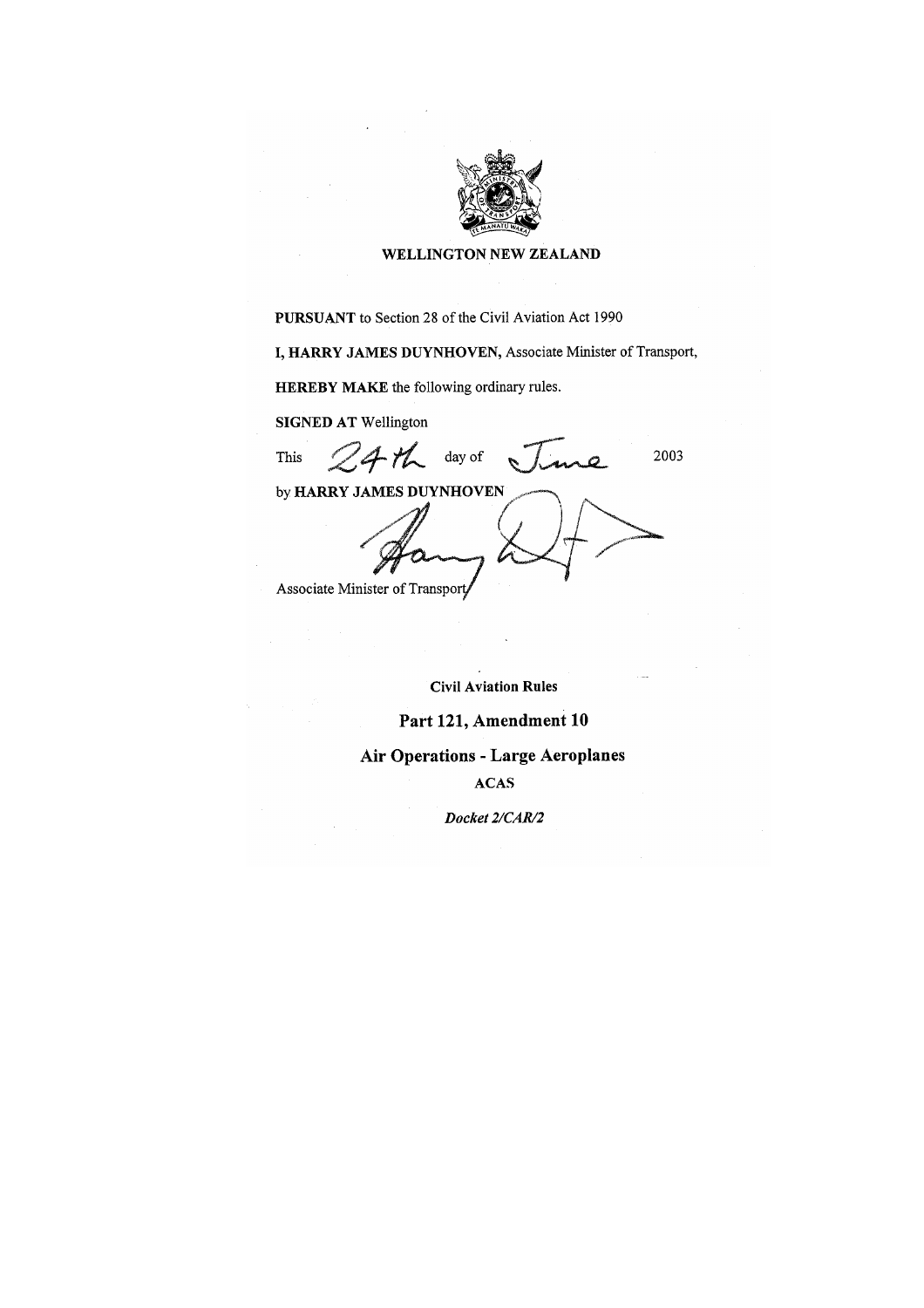**WELLINGTON NEW ZEALAND**

**PURSUANT** to Section 28 of the Civil Aviation Act 1990

**I, HARRY JAMES DUYNHOVEN,** Associate Minister of Transport,

**HEREBY MAKE** the following ordinary rules.

**SIGNED AT** Wellington

This 24th day of June 2003

by **HARRY JAMES DUYNHOVEN**

Associate Minister of Transport

**Civil Aviation Rules**

# Part 121, Amendment 10

## Air Operations - Large Aeroplanes

**ACAS**

***Docket 2/CAR/2***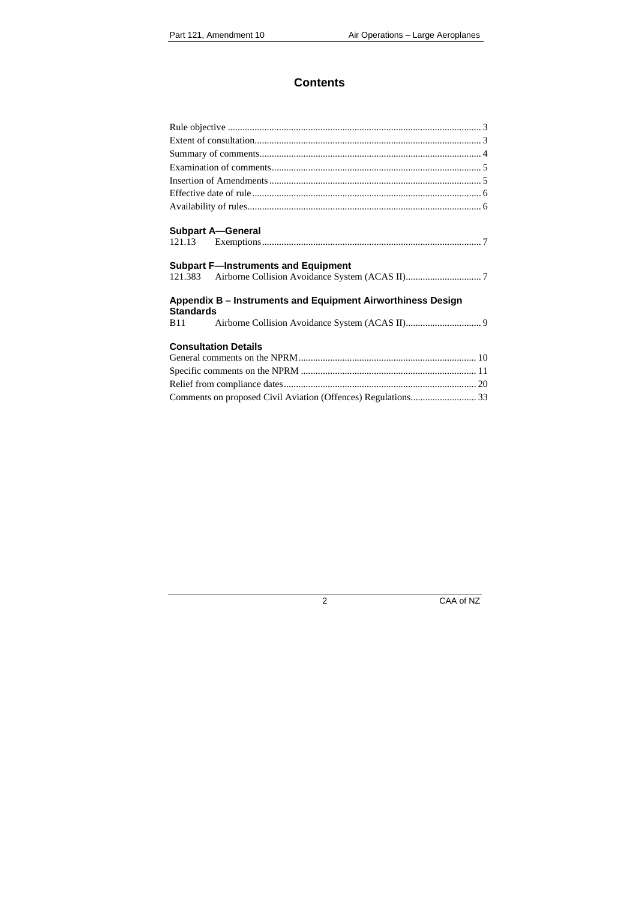# Contents

Rule objective ........................................................................................................ 3
Extent of consultation............................................................................................ 3
Summary of comments........................................................................................... 4
Examination of comments...................................................................................... 5
Insertion of Amendments....................................................................................... 5
Effective date of rule.............................................................................................. 6
Availability of rules................................................................................................ 6

**Subpart A—General**

121.13 Exemptions.......................................................................................... 7

**Subpart F—Instruments and Equipment**

121.383 Airborne Collision Avoidance System (ACAS II)............................... 7

**Appendix B – Instruments and Equipment Airworthiness Design Standards**

B11 Airborne Collision Avoidance System (ACAS II)............................... 9

**Consultation Details**

General comments on the NPRM......................................................................... 10
Specific comments on the NPRM ........................................................................ 11
Relief from compliance dates............................................................................... 20
Comments on proposed Civil Aviation (Offences) Regulations........................... 33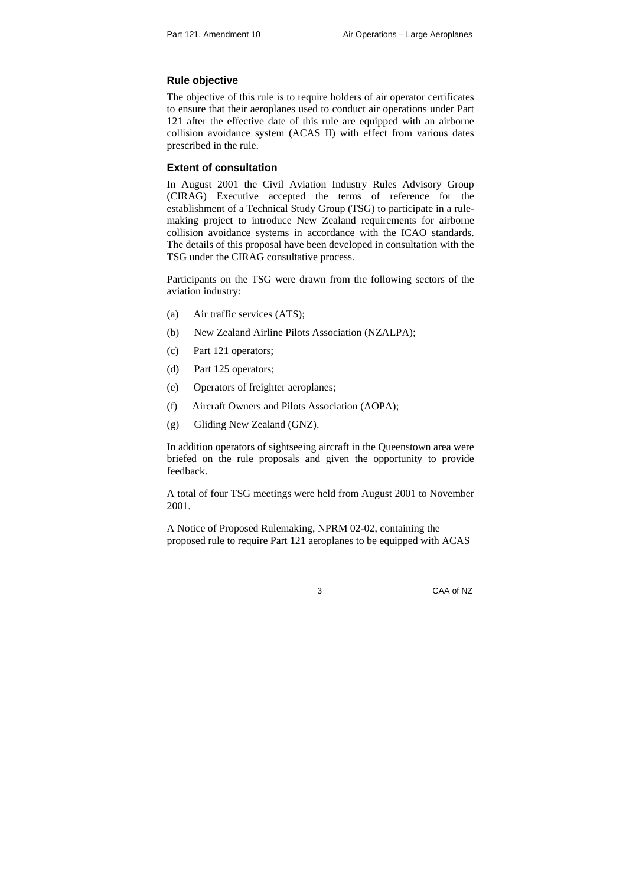## Rule objective

The objective of this rule is to require holders of air operator certificates to ensure that their aeroplanes used to conduct air operations under Part 121 after the effective date of this rule are equipped with an airborne collision avoidance system (ACAS II) with effect from various dates prescribed in the rule.

## Extent of consultation

In August 2001 the Civil Aviation Industry Rules Advisory Group (CIRAG) Executive accepted the terms of reference for the establishment of a Technical Study Group (TSG) to participate in a rule-making project to introduce New Zealand requirements for airborne collision avoidance systems in accordance with the ICAO standards. The details of this proposal have been developed in consultation with the TSG under the CIRAG consultative process.

Participants on the TSG were drawn from the following sectors of the aviation industry:

(a) Air traffic services (ATS);

(b) New Zealand Airline Pilots Association (NZALPA);

(c) Part 121 operators;

(d) Part 125 operators;

(e) Operators of freighter aeroplanes;

(f) Aircraft Owners and Pilots Association (AOPA);

(g) Gliding New Zealand (GNZ).

In addition operators of sightseeing aircraft in the Queenstown area were briefed on the rule proposals and given the opportunity to provide feedback.

A total of four TSG meetings were held from August 2001 to November 2001.

A Notice of Proposed Rulemaking, NPRM 02-02, containing the proposed rule to require Part 121 aeroplanes to be equipped with ACAS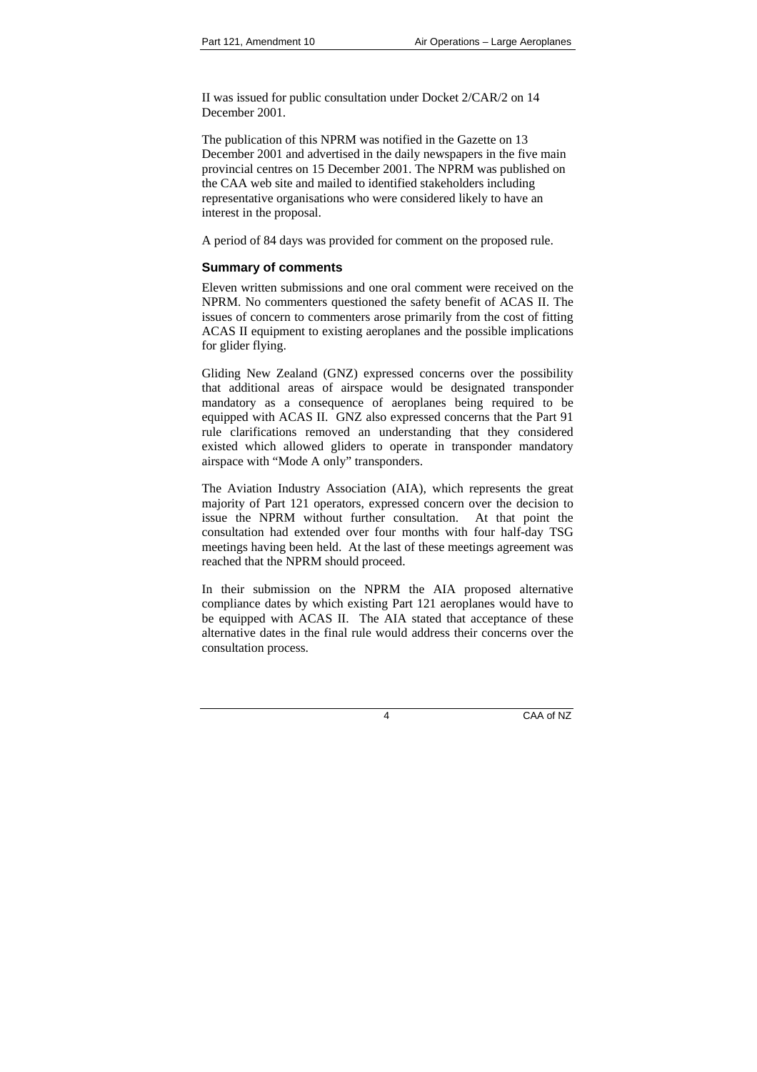II was issued for public consultation under Docket 2/CAR/2 on 14 December 2001.

The publication of this NPRM was notified in the Gazette on 13 December 2001 and advertised in the daily newspapers in the five main provincial centres on 15 December 2001. The NPRM was published on the CAA web site and mailed to identified stakeholders including representative organisations who were considered likely to have an interest in the proposal.

A period of 84 days was provided for comment on the proposed rule.

### Summary of comments

Eleven written submissions and one oral comment were received on the NPRM. No commenters questioned the safety benefit of ACAS II. The issues of concern to commenters arose primarily from the cost of fitting ACAS II equipment to existing aeroplanes and the possible implications for glider flying.

Gliding New Zealand (GNZ) expressed concerns over the possibility that additional areas of airspace would be designated transponder mandatory as a consequence of aeroplanes being required to be equipped with ACAS II. GNZ also expressed concerns that the Part 91 rule clarifications removed an understanding that they considered existed which allowed gliders to operate in transponder mandatory airspace with "Mode A only" transponders.

The Aviation Industry Association (AIA), which represents the great majority of Part 121 operators, expressed concern over the decision to issue the NPRM without further consultation. At that point the consultation had extended over four months with four half-day TSG meetings having been held. At the last of these meetings agreement was reached that the NPRM should proceed.

In their submission on the NPRM the AIA proposed alternative compliance dates by which existing Part 121 aeroplanes would have to be equipped with ACAS II. The AIA stated that acceptance of these alternative dates in the final rule would address their concerns over the consultation process.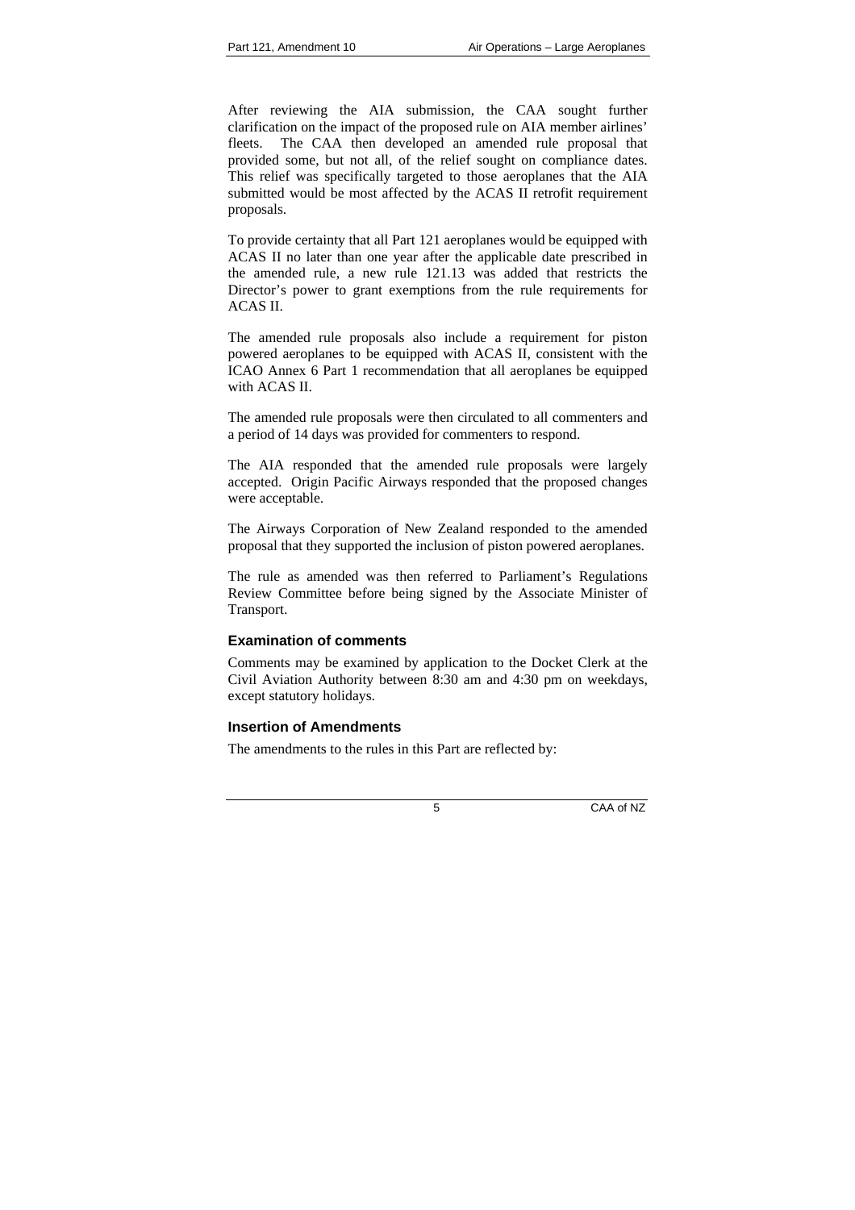After reviewing the AIA submission, the CAA sought further clarification on the impact of the proposed rule on AIA member airlines' fleets. The CAA then developed an amended rule proposal that provided some, but not all, of the relief sought on compliance dates. This relief was specifically targeted to those aeroplanes that the AIA submitted would be most affected by the ACAS II retrofit requirement proposals.

To provide certainty that all Part 121 aeroplanes would be equipped with ACAS II no later than one year after the applicable date prescribed in the amended rule, a new rule 121.13 was added that restricts the Director's power to grant exemptions from the rule requirements for ACAS II.

The amended rule proposals also include a requirement for piston powered aeroplanes to be equipped with ACAS II, consistent with the ICAO Annex 6 Part 1 recommendation that all aeroplanes be equipped with ACAS II.

The amended rule proposals were then circulated to all commenters and a period of 14 days was provided for commenters to respond.

The AIA responded that the amended rule proposals were largely accepted. Origin Pacific Airways responded that the proposed changes were acceptable.

The Airways Corporation of New Zealand responded to the amended proposal that they supported the inclusion of piston powered aeroplanes.

The rule as amended was then referred to Parliament's Regulations Review Committee before being signed by the Associate Minister of Transport.

### Examination of comments

Comments may be examined by application to the Docket Clerk at the Civil Aviation Authority between 8:30 am and 4:30 pm on weekdays, except statutory holidays.

### Insertion of Amendments

The amendments to the rules in this Part are reflected by: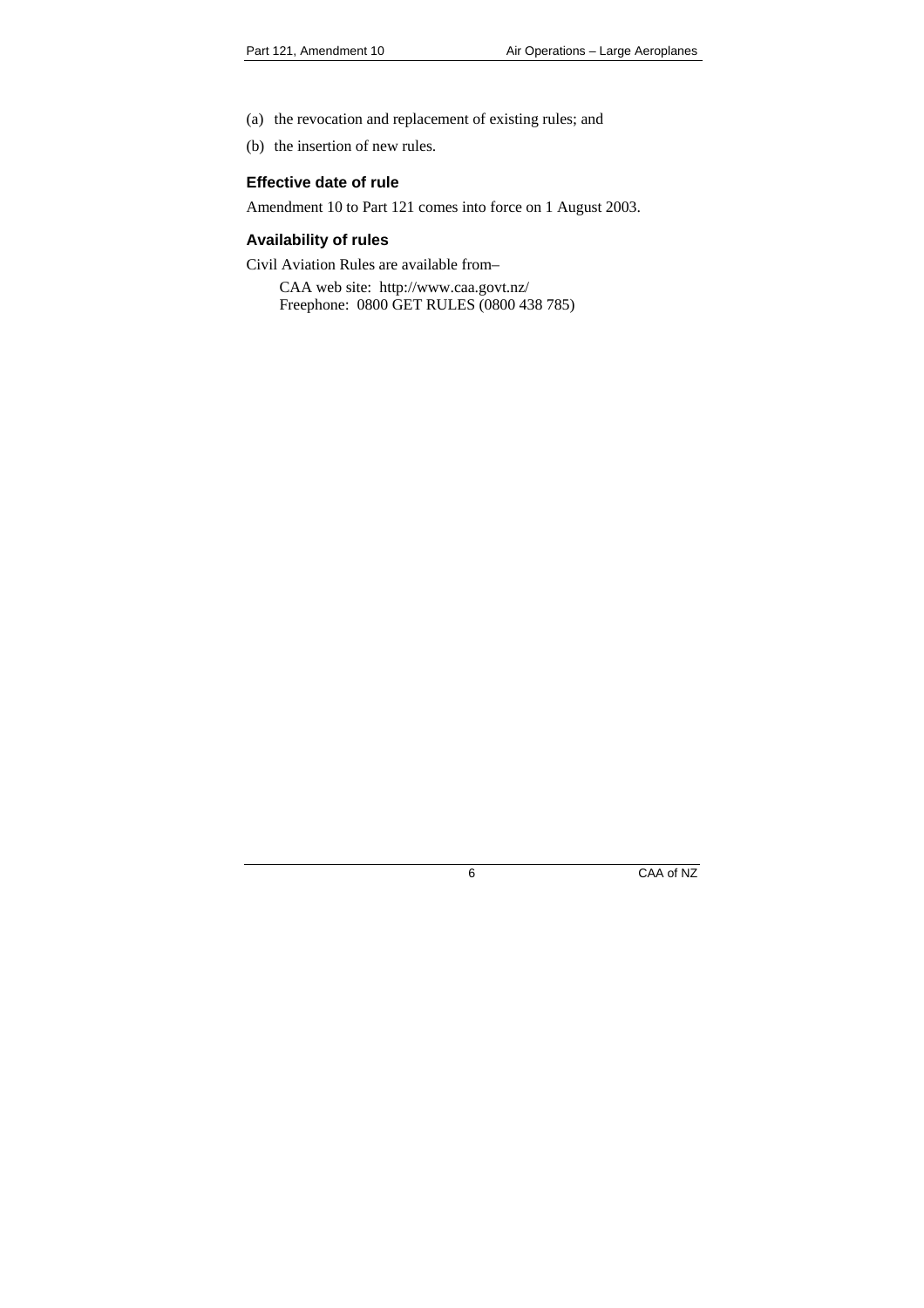(a) the revocation and replacement of existing rules; and

(b) the insertion of new rules.

### Effective date of rule

Amendment 10 to Part 121 comes into force on 1 August 2003.

### Availability of rules

Civil Aviation Rules are available from–

CAA web site: http://www.caa.govt.nz/  
Freephone: 0800 GET RULES (0800 438 785)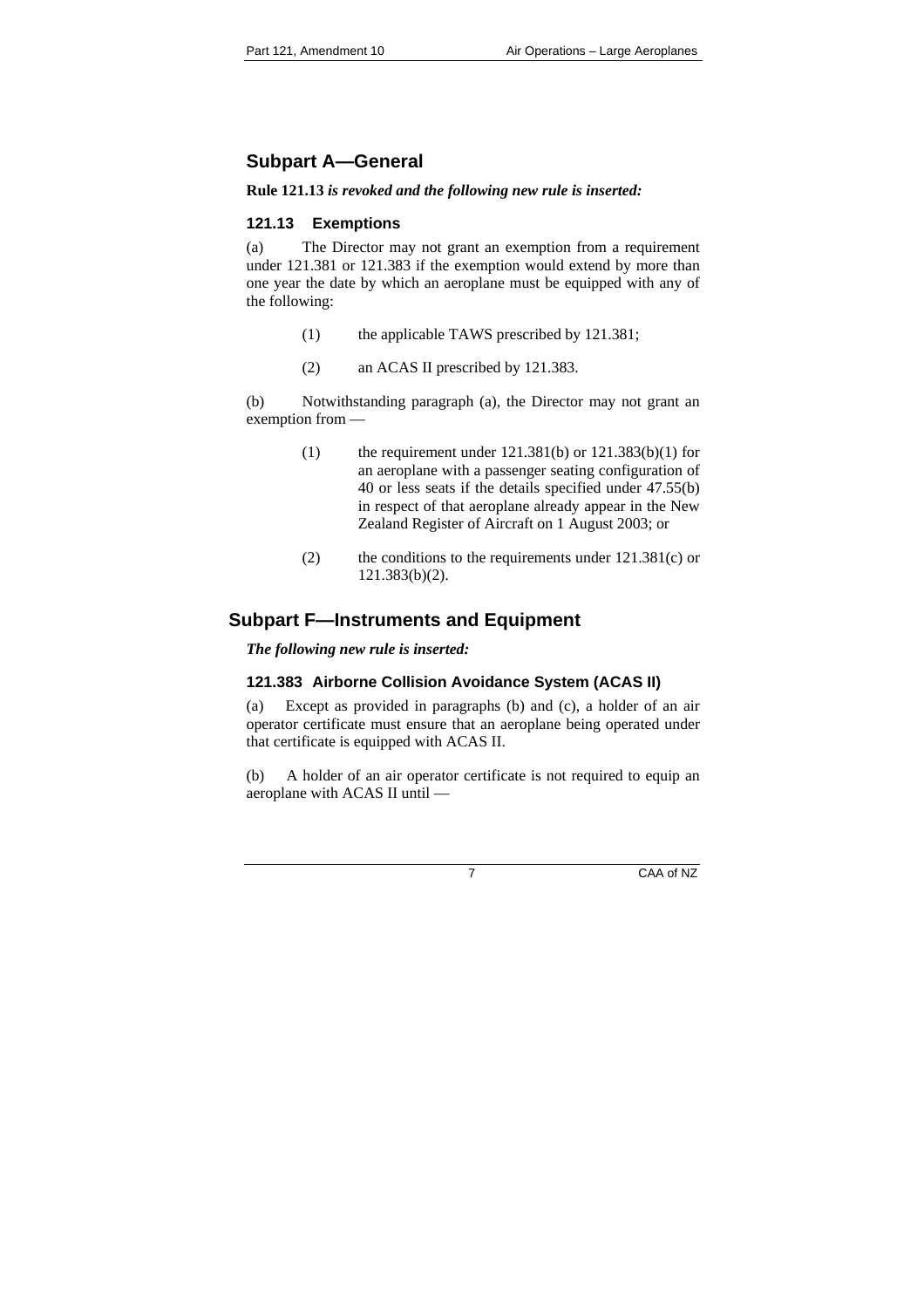## Subpart A—General

**Rule 121.13** ***is revoked and the following new rule is inserted:***

### 121.13 Exemptions

(a) The Director may not grant an exemption from a requirement under 121.381 or 121.383 if the exemption would extend by more than one year the date by which an aeroplane must be equipped with any of the following:

(1) the applicable TAWS prescribed by 121.381;

(2) an ACAS II prescribed by 121.383.

(b) Notwithstanding paragraph (a), the Director may not grant an exemption from —

(1) the requirement under 121.381(b) or 121.383(b)(1) for an aeroplane with a passenger seating configuration of 40 or less seats if the details specified under 47.55(b) in respect of that aeroplane already appear in the New Zealand Register of Aircraft on 1 August 2003; or

(2) the conditions to the requirements under 121.381(c) or 121.383(b)(2).

## Subpart F—Instruments and Equipment

***The following new rule is inserted:***

### 121.383 Airborne Collision Avoidance System (ACAS II)

(a) Except as provided in paragraphs (b) and (c), a holder of an air operator certificate must ensure that an aeroplane being operated under that certificate is equipped with ACAS II.

(b) A holder of an air operator certificate is not required to equip an aeroplane with ACAS II until —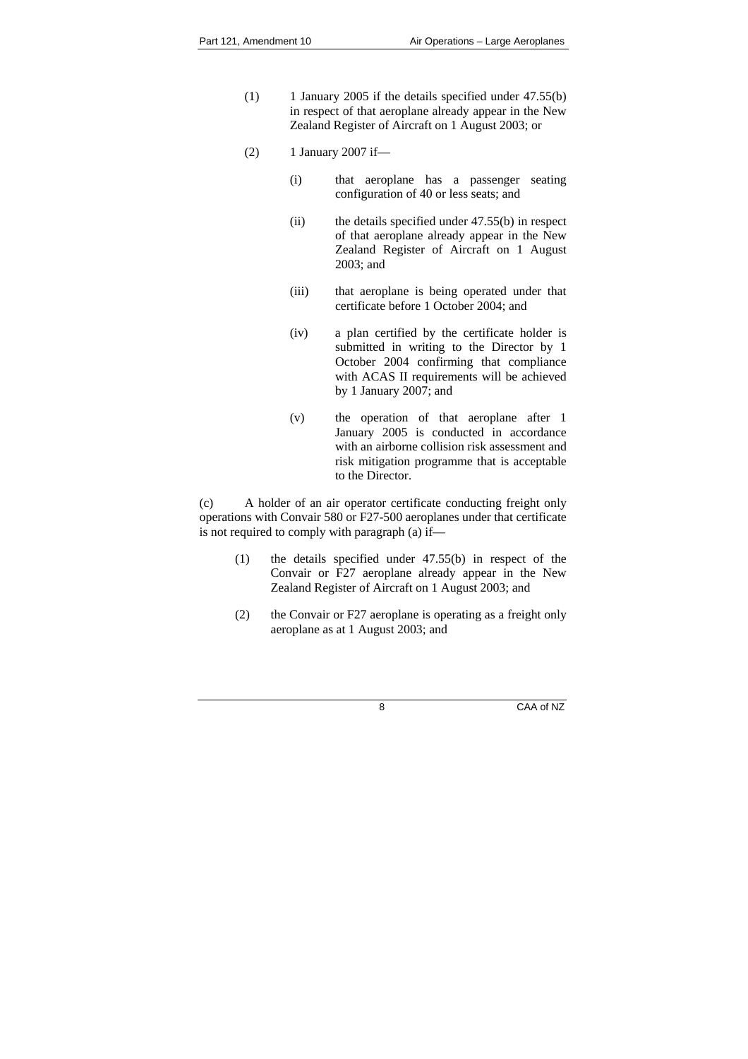(1) 1 January 2005 if the details specified under 47.55(b) in respect of that aeroplane already appear in the New Zealand Register of Aircraft on 1 August 2003; or

(2) 1 January 2007 if—

   (i) that aeroplane has a passenger seating configuration of 40 or less seats; and

   (ii) the details specified under 47.55(b) in respect of that aeroplane already appear in the New Zealand Register of Aircraft on 1 August 2003; and

   (iii) that aeroplane is being operated under that certificate before 1 October 2004; and

   (iv) a plan certified by the certificate holder is submitted in writing to the Director by 1 October 2004 confirming that compliance with ACAS II requirements will be achieved by 1 January 2007; and

   (v) the operation of that aeroplane after 1 January 2005 is conducted in accordance with an airborne collision risk assessment and risk mitigation programme that is acceptable to the Director.

(c) A holder of an air operator certificate conducting freight only operations with Convair 580 or F27-500 aeroplanes under that certificate is not required to comply with paragraph (a) if—

(1) the details specified under 47.55(b) in respect of the Convair or F27 aeroplane already appear in the New Zealand Register of Aircraft on 1 August 2003; and

(2) the Convair or F27 aeroplane is operating as a freight only aeroplane as at 1 August 2003; and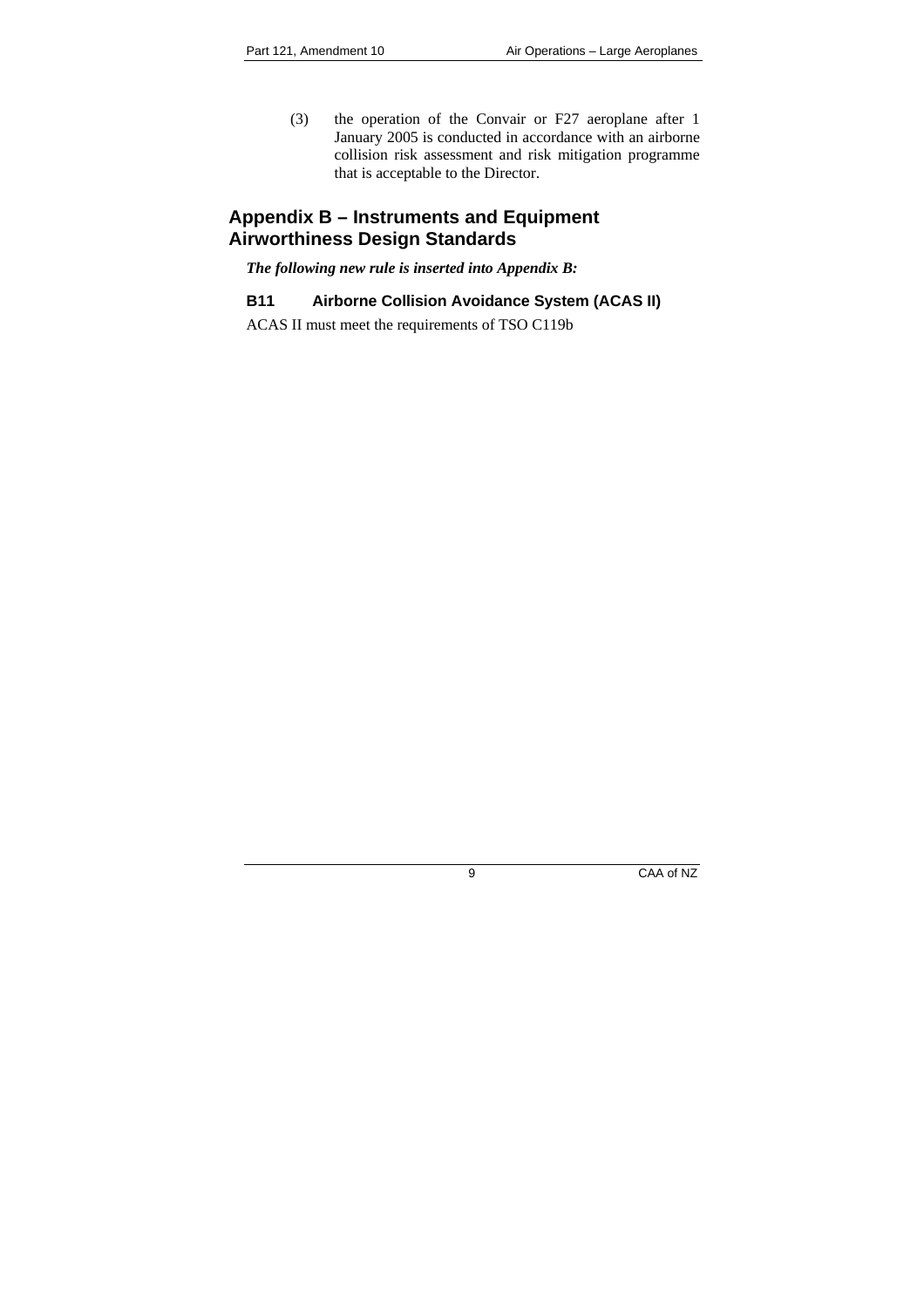(3) the operation of the Convair or F27 aeroplane after 1 January 2005 is conducted in accordance with an airborne collision risk assessment and risk mitigation programme that is acceptable to the Director.

## Appendix B – Instruments and Equipment Airworthiness Design Standards

***The following new rule is inserted into Appendix B:***

### B11 Airborne Collision Avoidance System (ACAS II)

ACAS II must meet the requirements of TSO C119b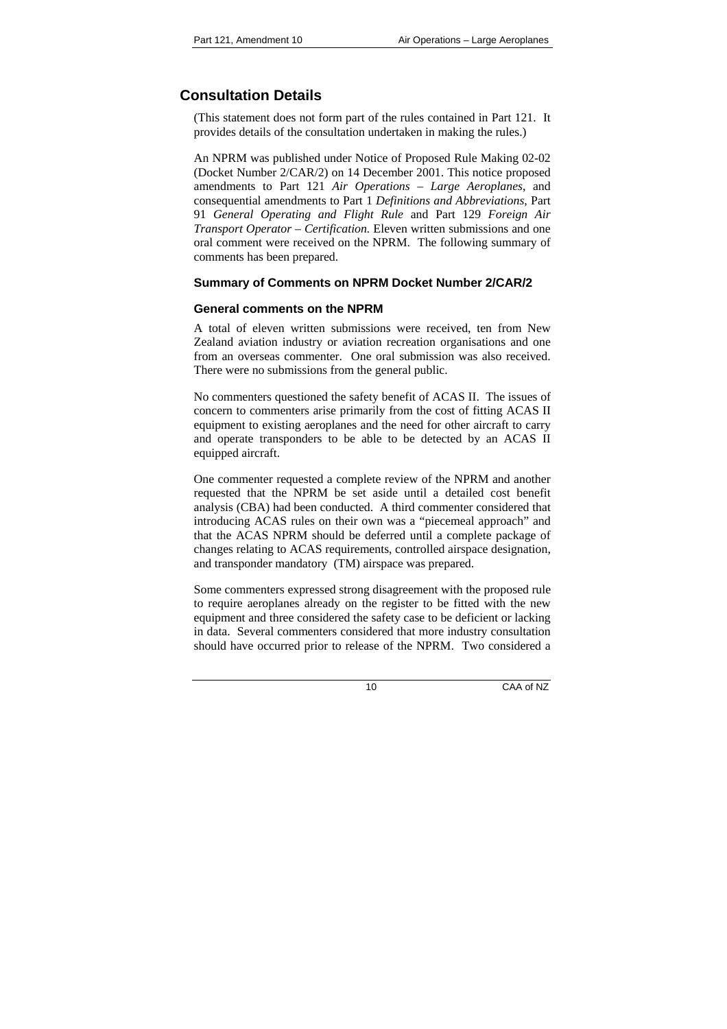## Consultation Details

(This statement does not form part of the rules contained in Part 121. It provides details of the consultation undertaken in making the rules.)

An NPRM was published under Notice of Proposed Rule Making 02-02 (Docket Number 2/CAR/2) on 14 December 2001. This notice proposed amendments to Part 121 *Air Operations – Large Aeroplanes*, and consequential amendments to Part 1 *Definitions and Abbreviations,* Part 91 *General Operating and Flight Rule* and Part 129 *Foreign Air Transport Operator – Certification.* Eleven written submissions and one oral comment were received on the NPRM. The following summary of comments has been prepared.

### Summary of Comments on NPRM Docket Number 2/CAR/2

### General comments on the NPRM

A total of eleven written submissions were received, ten from New Zealand aviation industry or aviation recreation organisations and one from an overseas commenter. One oral submission was also received. There were no submissions from the general public.

No commenters questioned the safety benefit of ACAS II. The issues of concern to commenters arise primarily from the cost of fitting ACAS II equipment to existing aeroplanes and the need for other aircraft to carry and operate transponders to be able to be detected by an ACAS II equipped aircraft.

One commenter requested a complete review of the NPRM and another requested that the NPRM be set aside until a detailed cost benefit analysis (CBA) had been conducted. A third commenter considered that introducing ACAS rules on their own was a "piecemeal approach" and that the ACAS NPRM should be deferred until a complete package of changes relating to ACAS requirements, controlled airspace designation, and transponder mandatory (TM) airspace was prepared.

Some commenters expressed strong disagreement with the proposed rule to require aeroplanes already on the register to be fitted with the new equipment and three considered the safety case to be deficient or lacking in data. Several commenters considered that more industry consultation should have occurred prior to release of the NPRM. Two considered a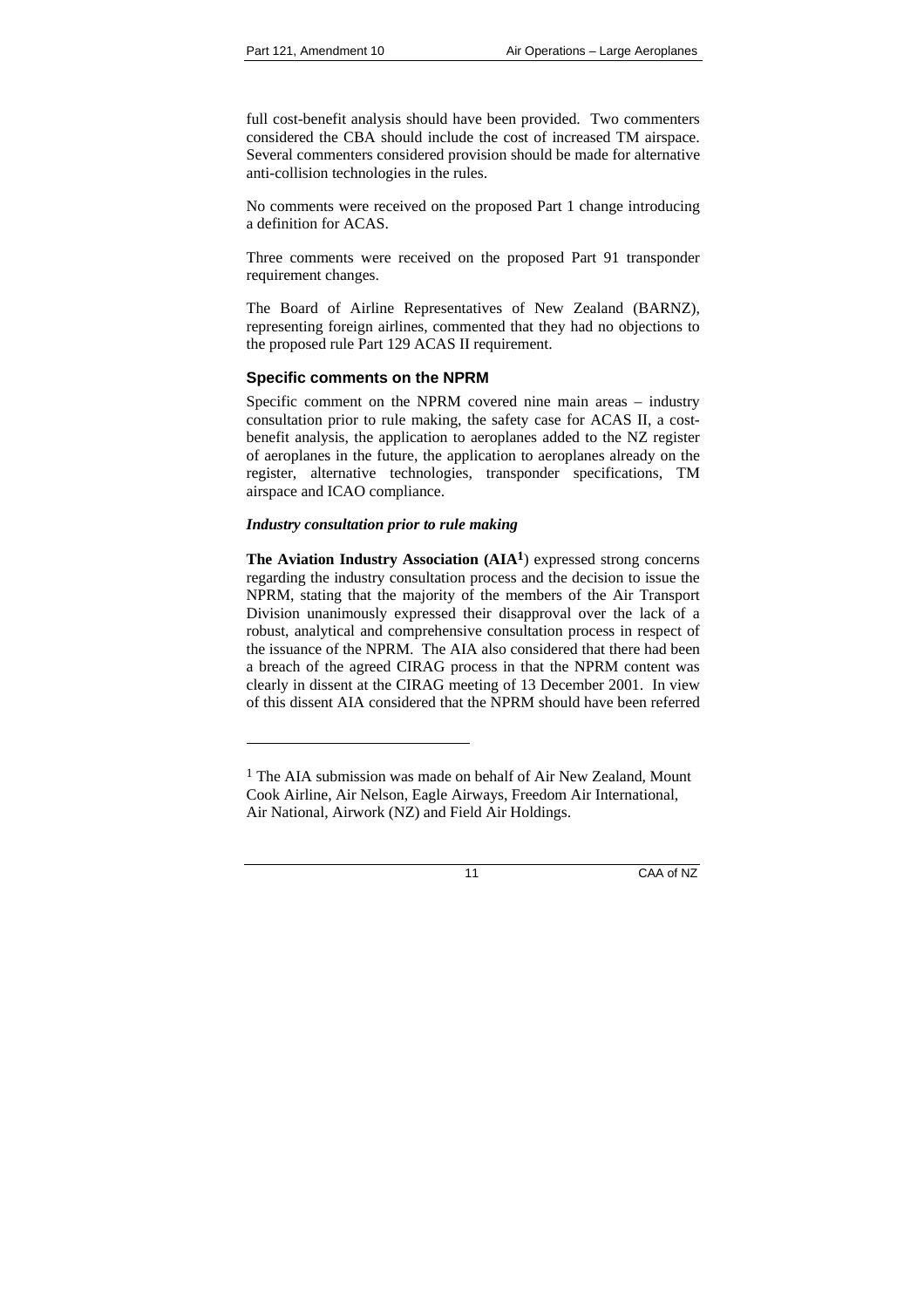full cost-benefit analysis should have been provided. Two commenters considered the CBA should include the cost of increased TM airspace. Several commenters considered provision should be made for alternative anti-collision technologies in the rules.

No comments were received on the proposed Part 1 change introducing a definition for ACAS.

Three comments were received on the proposed Part 91 transponder requirement changes.

The Board of Airline Representatives of New Zealand (BARNZ), representing foreign airlines, commented that they had no objections to the proposed rule Part 129 ACAS II requirement.

### Specific comments on the NPRM

Specific comment on the NPRM covered nine main areas – industry consultation prior to rule making, the safety case for ACAS II, a cost-benefit analysis, the application to aeroplanes added to the NZ register of aeroplanes in the future, the application to aeroplanes already on the register, alternative technologies, transponder specifications, TM airspace and ICAO compliance.

#### *Industry consultation prior to rule making*

**The Aviation Industry Association (AIA[1]**) expressed strong concerns regarding the industry consultation process and the decision to issue the NPRM, stating that the majority of the members of the Air Transport Division unanimously expressed their disapproval over the lack of a robust, analytical and comprehensive consultation process in respect of the issuance of the NPRM. The AIA also considered that there had been a breach of the agreed CIRAG process in that the NPRM content was clearly in dissent at the CIRAG meeting of 13 December 2001. In view of this dissent AIA considered that the NPRM should have been referred

[1] The AIA submission was made on behalf of Air New Zealand, Mount Cook Airline, Air Nelson, Eagle Airways, Freedom Air International, Air National, Airwork (NZ) and Field Air Holdings.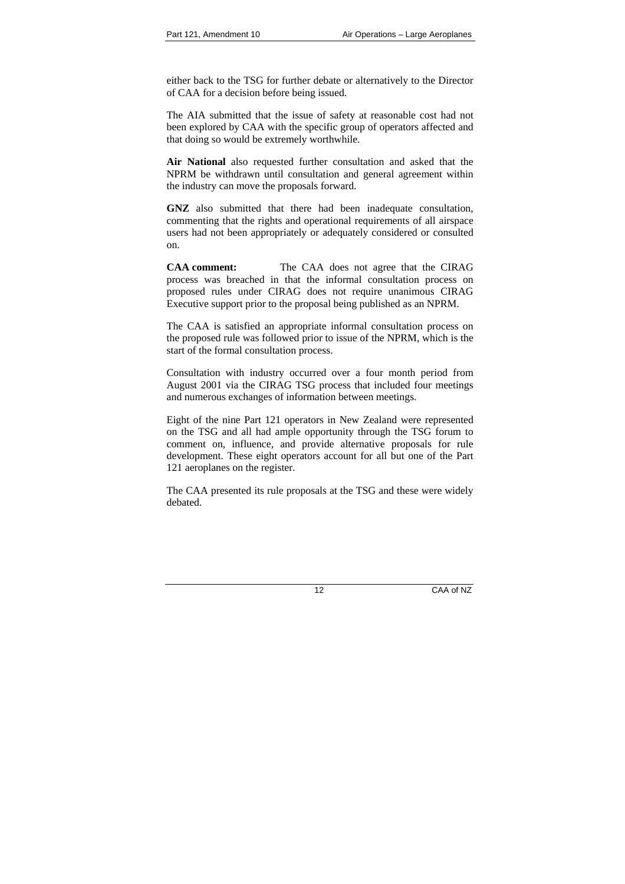either back to the TSG for further debate or alternatively to the Director of CAA for a decision before being issued.

The AIA submitted that the issue of safety at reasonable cost had not been explored by CAA with the specific group of operators affected and that doing so would be extremely worthwhile.

**Air National** also requested further consultation and asked that the NPRM be withdrawn until consultation and general agreement within the industry can move the proposals forward.

**GNZ** also submitted that there had been inadequate consultation, commenting that the rights and operational requirements of all airspace users had not been appropriately or adequately considered or consulted on.

**CAA comment:** The CAA does not agree that the CIRAG process was breached in that the informal consultation process on proposed rules under CIRAG does not require unanimous CIRAG Executive support prior to the proposal being published as an NPRM.

The CAA is satisfied an appropriate informal consultation process on the proposed rule was followed prior to issue of the NPRM, which is the start of the formal consultation process.

Consultation with industry occurred over a four month period from August 2001 via the CIRAG TSG process that included four meetings and numerous exchanges of information between meetings.

Eight of the nine Part 121 operators in New Zealand were represented on the TSG and all had ample opportunity through the TSG forum to comment on, influence, and provide alternative proposals for rule development. These eight operators account for all but one of the Part 121 aeroplanes on the register.

The CAA presented its rule proposals at the TSG and these were widely debated.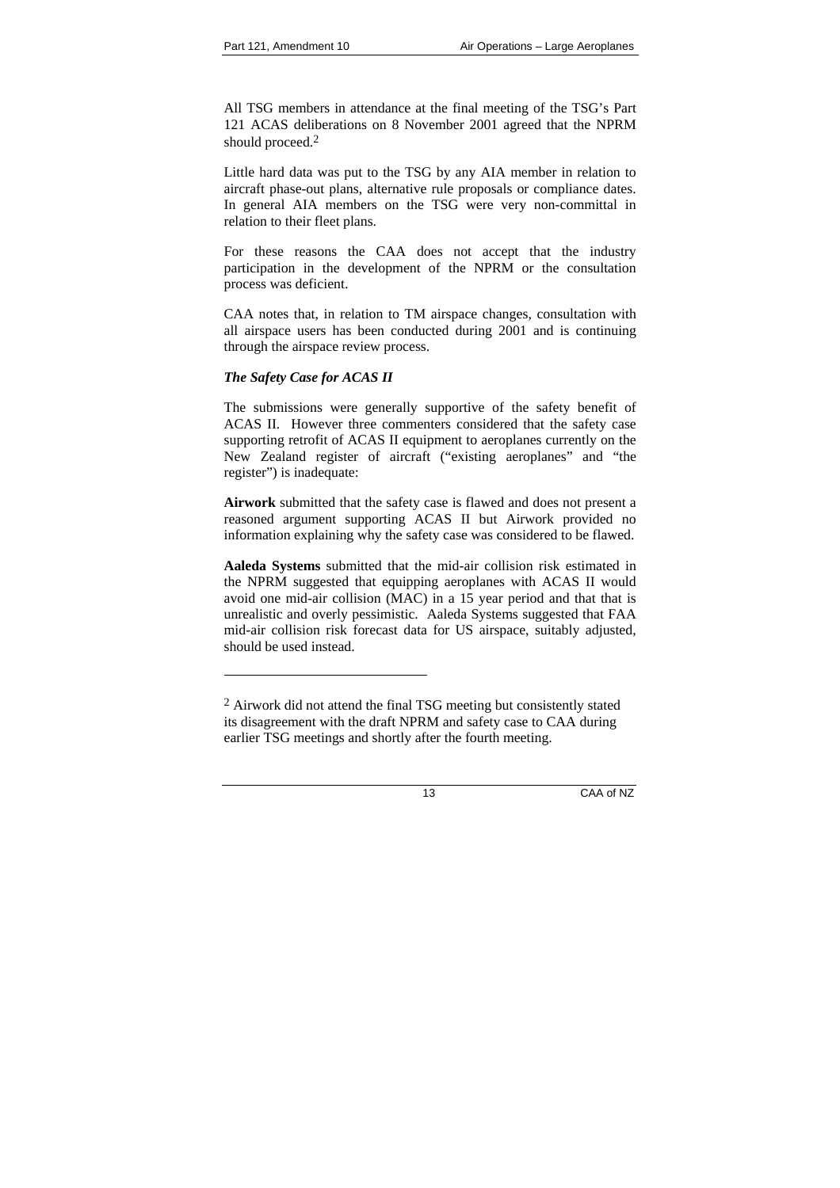All TSG members in attendance at the final meeting of the TSG's Part 121 ACAS deliberations on 8 November 2001 agreed that the NPRM should proceed.[2]

Little hard data was put to the TSG by any AIA member in relation to aircraft phase-out plans, alternative rule proposals or compliance dates. In general AIA members on the TSG were very non-committal in relation to their fleet plans.

For these reasons the CAA does not accept that the industry participation in the development of the NPRM or the consultation process was deficient.

CAA notes that, in relation to TM airspace changes, consultation with all airspace users has been conducted during 2001 and is continuing through the airspace review process.

***The Safety Case for ACAS II***

The submissions were generally supportive of the safety benefit of ACAS II. However three commenters considered that the safety case supporting retrofit of ACAS II equipment to aeroplanes currently on the New Zealand register of aircraft ("existing aeroplanes" and "the register") is inadequate:

**Airwork** submitted that the safety case is flawed and does not present a reasoned argument supporting ACAS II but Airwork provided no information explaining why the safety case was considered to be flawed.

**Aaleda Systems** submitted that the mid-air collision risk estimated in the NPRM suggested that equipping aeroplanes with ACAS II would avoid one mid-air collision (MAC) in a 15 year period and that that is unrealistic and overly pessimistic. Aaleda Systems suggested that FAA mid-air collision risk forecast data for US airspace, suitably adjusted, should be used instead.

---

[2] Airwork did not attend the final TSG meeting but consistently stated its disagreement with the draft NPRM and safety case to CAA during earlier TSG meetings and shortly after the fourth meeting.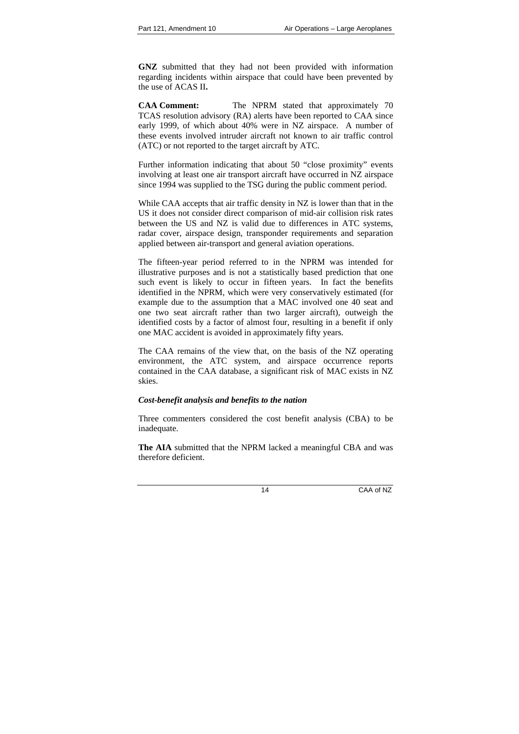**GNZ** submitted that they had not been provided with information regarding incidents within airspace that could have been prevented by the use of ACAS II**.**

**CAA Comment:** The NPRM stated that approximately 70 TCAS resolution advisory (RA) alerts have been reported to CAA since early 1999, of which about 40% were in NZ airspace. A number of these events involved intruder aircraft not known to air traffic control (ATC) or not reported to the target aircraft by ATC.

Further information indicating that about 50 "close proximity" events involving at least one air transport aircraft have occurred in NZ airspace since 1994 was supplied to the TSG during the public comment period.

While CAA accepts that air traffic density in NZ is lower than that in the US it does not consider direct comparison of mid-air collision risk rates between the US and NZ is valid due to differences in ATC systems, radar cover, airspace design, transponder requirements and separation applied between air-transport and general aviation operations.

The fifteen-year period referred to in the NPRM was intended for illustrative purposes and is not a statistically based prediction that one such event is likely to occur in fifteen years. In fact the benefits identified in the NPRM, which were very conservatively estimated (for example due to the assumption that a MAC involved one 40 seat and one two seat aircraft rather than two larger aircraft), outweigh the identified costs by a factor of almost four, resulting in a benefit if only one MAC accident is avoided in approximately fifty years.

The CAA remains of the view that, on the basis of the NZ operating environment, the ATC system, and airspace occurrence reports contained in the CAA database, a significant risk of MAC exists in NZ skies.

***Cost-benefit analysis and benefits to the nation***

Three commenters considered the cost benefit analysis (CBA) to be inadequate.

**The AIA** submitted that the NPRM lacked a meaningful CBA and was therefore deficient.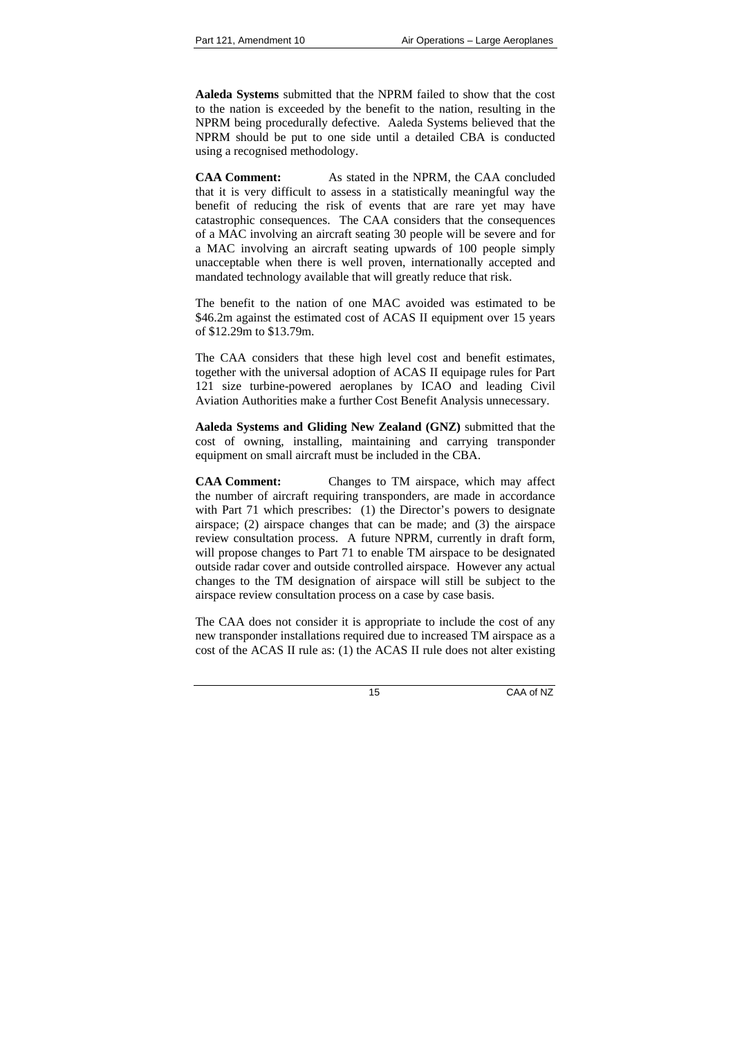**Aaleda Systems** submitted that the NPRM failed to show that the cost to the nation is exceeded by the benefit to the nation, resulting in the NPRM being procedurally defective. Aaleda Systems believed that the NPRM should be put to one side until a detailed CBA is conducted using a recognised methodology.

**CAA Comment:** As stated in the NPRM, the CAA concluded that it is very difficult to assess in a statistically meaningful way the benefit of reducing the risk of events that are rare yet may have catastrophic consequences. The CAA considers that the consequences of a MAC involving an aircraft seating 30 people will be severe and for a MAC involving an aircraft seating upwards of 100 people simply unacceptable when there is well proven, internationally accepted and mandated technology available that will greatly reduce that risk.

The benefit to the nation of one MAC avoided was estimated to be \$46.2m against the estimated cost of ACAS II equipment over 15 years of \$12.29m to \$13.79m.

The CAA considers that these high level cost and benefit estimates, together with the universal adoption of ACAS II equipage rules for Part 121 size turbine-powered aeroplanes by ICAO and leading Civil Aviation Authorities make a further Cost Benefit Analysis unnecessary.

**Aaleda Systems and Gliding New Zealand (GNZ)** submitted that the cost of owning, installing, maintaining and carrying transponder equipment on small aircraft must be included in the CBA.

**CAA Comment:** Changes to TM airspace, which may affect the number of aircraft requiring transponders, are made in accordance with Part 71 which prescribes: (1) the Director's powers to designate airspace; (2) airspace changes that can be made; and (3) the airspace review consultation process. A future NPRM, currently in draft form, will propose changes to Part 71 to enable TM airspace to be designated outside radar cover and outside controlled airspace. However any actual changes to the TM designation of airspace will still be subject to the airspace review consultation process on a case by case basis.

The CAA does not consider it is appropriate to include the cost of any new transponder installations required due to increased TM airspace as a cost of the ACAS II rule as: (1) the ACAS II rule does not alter existing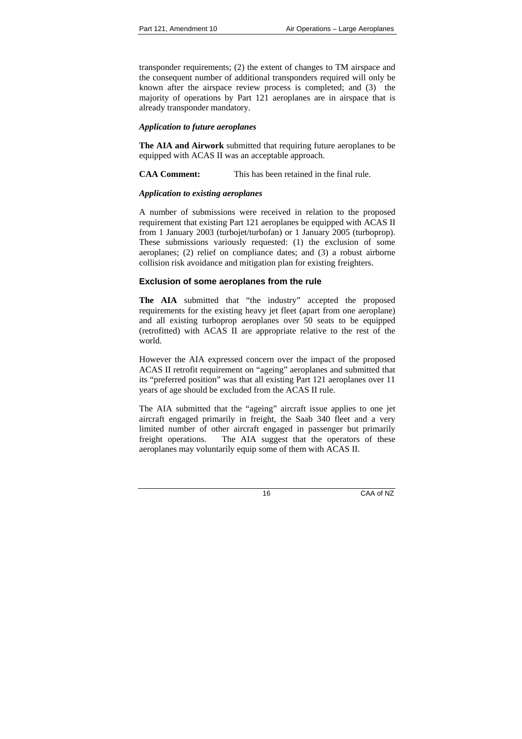transponder requirements; (2) the extent of changes to TM airspace and the consequent number of additional transponders required will only be known after the airspace review process is completed; and (3) the majority of operations by Part 121 aeroplanes are in airspace that is already transponder mandatory.

*Application to future aeroplanes*

**The AIA and Airwork** submitted that requiring future aeroplanes to be equipped with ACAS II was an acceptable approach.

**CAA Comment:** This has been retained in the final rule.

*Application to existing aeroplanes*

A number of submissions were received in relation to the proposed requirement that existing Part 121 aeroplanes be equipped with ACAS II from 1 January 2003 (turbojet/turbofan) or 1 January 2005 (turboprop). These submissions variously requested: (1) the exclusion of some aeroplanes; (2) relief on compliance dates; and (3) a robust airborne collision risk avoidance and mitigation plan for existing freighters.

### Exclusion of some aeroplanes from the rule

**The AIA** submitted that "the industry" accepted the proposed requirements for the existing heavy jet fleet (apart from one aeroplane) and all existing turboprop aeroplanes over 50 seats to be equipped (retrofitted) with ACAS II are appropriate relative to the rest of the world.

However the AIA expressed concern over the impact of the proposed ACAS II retrofit requirement on "ageing" aeroplanes and submitted that its "preferred position" was that all existing Part 121 aeroplanes over 11 years of age should be excluded from the ACAS II rule.

The AIA submitted that the "ageing" aircraft issue applies to one jet aircraft engaged primarily in freight, the Saab 340 fleet and a very limited number of other aircraft engaged in passenger but primarily freight operations. The AIA suggest that the operators of these aeroplanes may voluntarily equip some of them with ACAS II.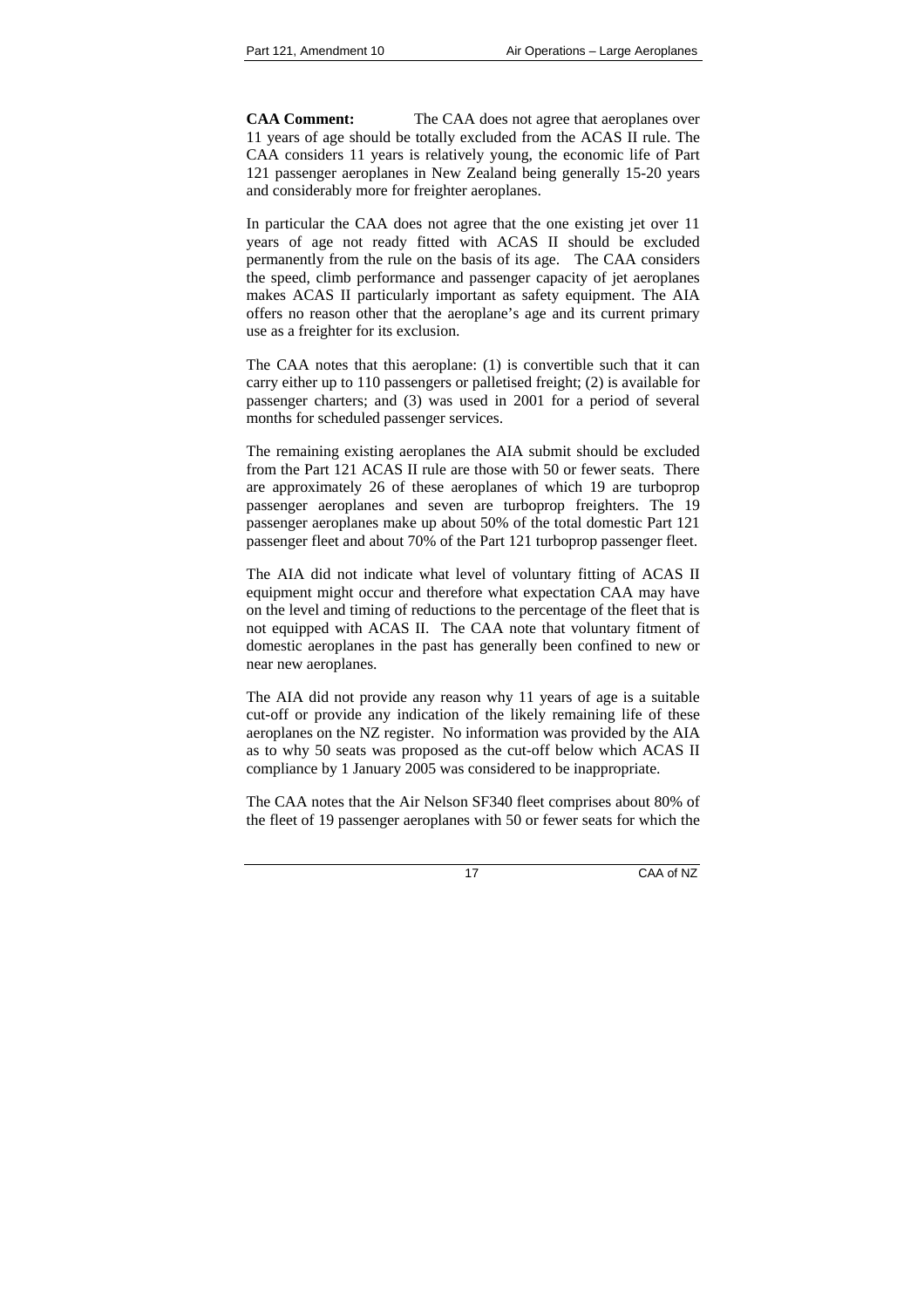**CAA Comment:** The CAA does not agree that aeroplanes over 11 years of age should be totally excluded from the ACAS II rule. The CAA considers 11 years is relatively young, the economic life of Part 121 passenger aeroplanes in New Zealand being generally 15-20 years and considerably more for freighter aeroplanes.

In particular the CAA does not agree that the one existing jet over 11 years of age not ready fitted with ACAS II should be excluded permanently from the rule on the basis of its age. The CAA considers the speed, climb performance and passenger capacity of jet aeroplanes makes ACAS II particularly important as safety equipment. The AIA offers no reason other that the aeroplane's age and its current primary use as a freighter for its exclusion.

The CAA notes that this aeroplane: (1) is convertible such that it can carry either up to 110 passengers or palletised freight; (2) is available for passenger charters; and (3) was used in 2001 for a period of several months for scheduled passenger services.

The remaining existing aeroplanes the AIA submit should be excluded from the Part 121 ACAS II rule are those with 50 or fewer seats. There are approximately 26 of these aeroplanes of which 19 are turboprop passenger aeroplanes and seven are turboprop freighters. The 19 passenger aeroplanes make up about 50% of the total domestic Part 121 passenger fleet and about 70% of the Part 121 turboprop passenger fleet.

The AIA did not indicate what level of voluntary fitting of ACAS II equipment might occur and therefore what expectation CAA may have on the level and timing of reductions to the percentage of the fleet that is not equipped with ACAS II. The CAA note that voluntary fitment of domestic aeroplanes in the past has generally been confined to new or near new aeroplanes.

The AIA did not provide any reason why 11 years of age is a suitable cut-off or provide any indication of the likely remaining life of these aeroplanes on the NZ register. No information was provided by the AIA as to why 50 seats was proposed as the cut-off below which ACAS II compliance by 1 January 2005 was considered to be inappropriate.

The CAA notes that the Air Nelson SF340 fleet comprises about 80% of the fleet of 19 passenger aeroplanes with 50 or fewer seats for which the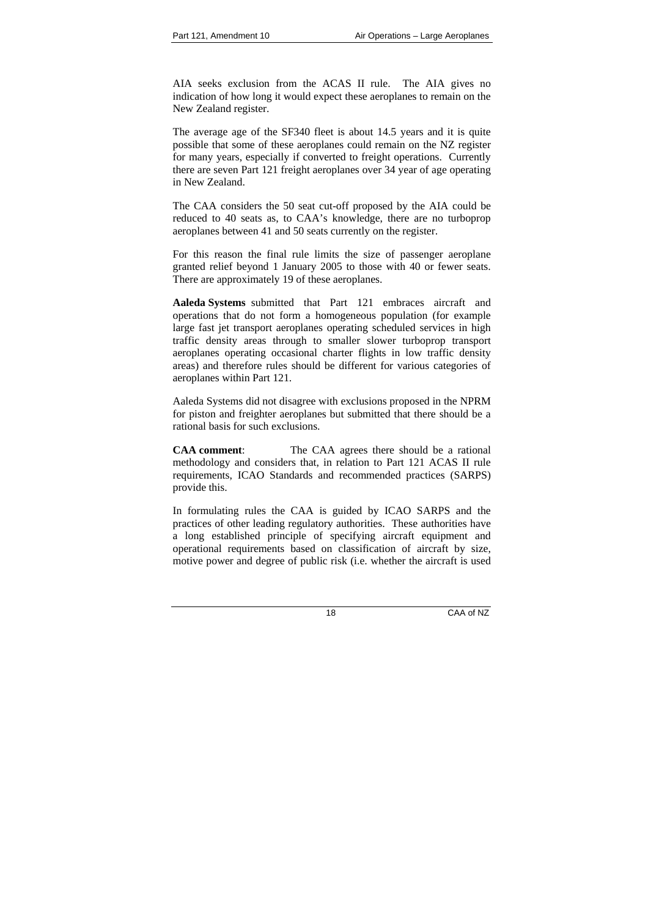AIA seeks exclusion from the ACAS II rule. The AIA gives no indication of how long it would expect these aeroplanes to remain on the New Zealand register.

The average age of the SF340 fleet is about 14.5 years and it is quite possible that some of these aeroplanes could remain on the NZ register for many years, especially if converted to freight operations. Currently there are seven Part 121 freight aeroplanes over 34 year of age operating in New Zealand.

The CAA considers the 50 seat cut-off proposed by the AIA could be reduced to 40 seats as, to CAA's knowledge, there are no turboprop aeroplanes between 41 and 50 seats currently on the register.

For this reason the final rule limits the size of passenger aeroplane granted relief beyond 1 January 2005 to those with 40 or fewer seats. There are approximately 19 of these aeroplanes.

**Aaleda Systems** submitted that Part 121 embraces aircraft and operations that do not form a homogeneous population (for example large fast jet transport aeroplanes operating scheduled services in high traffic density areas through to smaller slower turboprop transport aeroplanes operating occasional charter flights in low traffic density areas) and therefore rules should be different for various categories of aeroplanes within Part 121.

Aaleda Systems did not disagree with exclusions proposed in the NPRM for piston and freighter aeroplanes but submitted that there should be a rational basis for such exclusions.

**CAA comment**: The CAA agrees there should be a rational methodology and considers that, in relation to Part 121 ACAS II rule requirements, ICAO Standards and recommended practices (SARPS) provide this.

In formulating rules the CAA is guided by ICAO SARPS and the practices of other leading regulatory authorities. These authorities have a long established principle of specifying aircraft equipment and operational requirements based on classification of aircraft by size, motive power and degree of public risk (i.e. whether the aircraft is used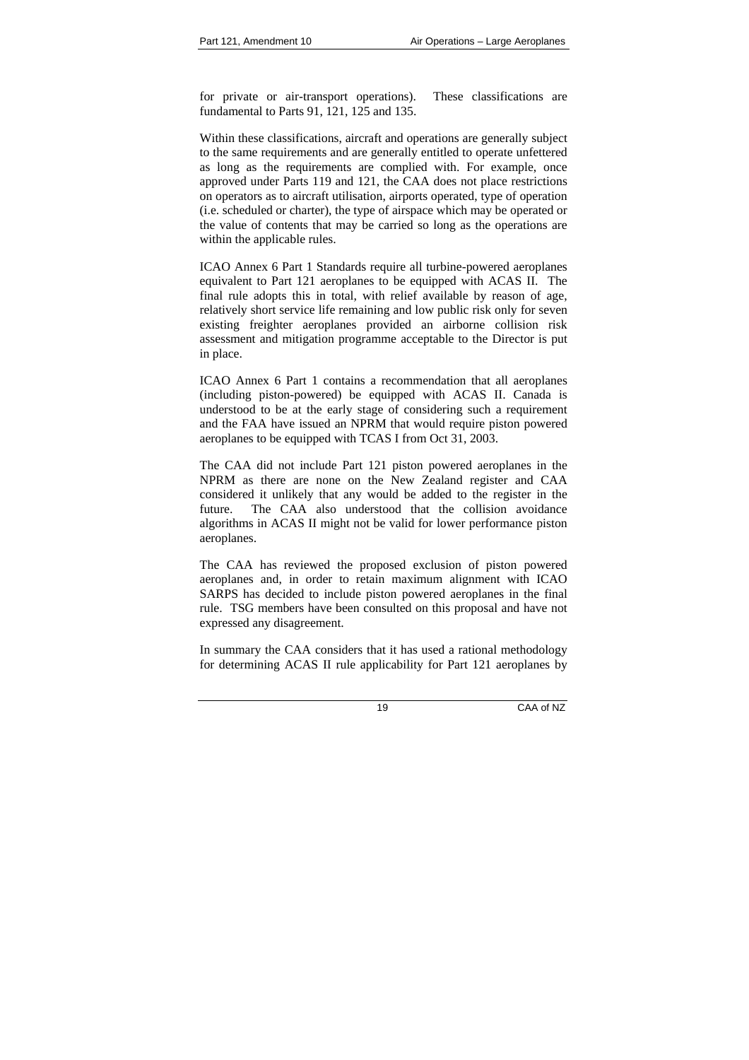for private or air-transport operations). These classifications are fundamental to Parts 91, 121, 125 and 135.

Within these classifications, aircraft and operations are generally subject to the same requirements and are generally entitled to operate unfettered as long as the requirements are complied with. For example, once approved under Parts 119 and 121, the CAA does not place restrictions on operators as to aircraft utilisation, airports operated, type of operation (i.e. scheduled or charter), the type of airspace which may be operated or the value of contents that may be carried so long as the operations are within the applicable rules.

ICAO Annex 6 Part 1 Standards require all turbine-powered aeroplanes equivalent to Part 121 aeroplanes to be equipped with ACAS II. The final rule adopts this in total, with relief available by reason of age, relatively short service life remaining and low public risk only for seven existing freighter aeroplanes provided an airborne collision risk assessment and mitigation programme acceptable to the Director is put in place.

ICAO Annex 6 Part 1 contains a recommendation that all aeroplanes (including piston-powered) be equipped with ACAS II. Canada is understood to be at the early stage of considering such a requirement and the FAA have issued an NPRM that would require piston powered aeroplanes to be equipped with TCAS I from Oct 31, 2003.

The CAA did not include Part 121 piston powered aeroplanes in the NPRM as there are none on the New Zealand register and CAA considered it unlikely that any would be added to the register in the future. The CAA also understood that the collision avoidance algorithms in ACAS II might not be valid for lower performance piston aeroplanes.

The CAA has reviewed the proposed exclusion of piston powered aeroplanes and, in order to retain maximum alignment with ICAO SARPS has decided to include piston powered aeroplanes in the final rule. TSG members have been consulted on this proposal and have not expressed any disagreement.

In summary the CAA considers that it has used a rational methodology for determining ACAS II rule applicability for Part 121 aeroplanes by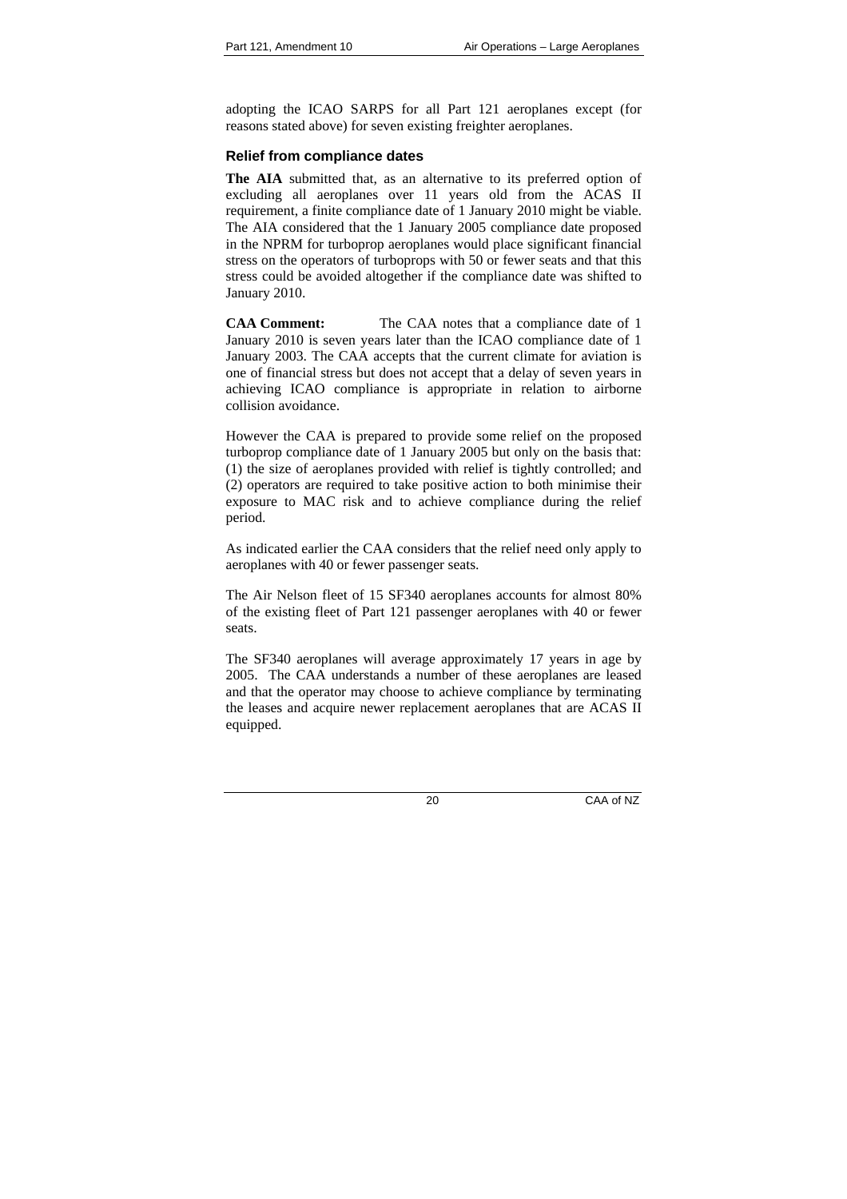adopting the ICAO SARPS for all Part 121 aeroplanes except (for reasons stated above) for seven existing freighter aeroplanes.

### Relief from compliance dates

**The AIA** submitted that, as an alternative to its preferred option of excluding all aeroplanes over 11 years old from the ACAS II requirement, a finite compliance date of 1 January 2010 might be viable. The AIA considered that the 1 January 2005 compliance date proposed in the NPRM for turboprop aeroplanes would place significant financial stress on the operators of turboprops with 50 or fewer seats and that this stress could be avoided altogether if the compliance date was shifted to January 2010.

**CAA Comment:** The CAA notes that a compliance date of 1 January 2010 is seven years later than the ICAO compliance date of 1 January 2003. The CAA accepts that the current climate for aviation is one of financial stress but does not accept that a delay of seven years in achieving ICAO compliance is appropriate in relation to airborne collision avoidance.

However the CAA is prepared to provide some relief on the proposed turboprop compliance date of 1 January 2005 but only on the basis that: (1) the size of aeroplanes provided with relief is tightly controlled; and (2) operators are required to take positive action to both minimise their exposure to MAC risk and to achieve compliance during the relief period.

As indicated earlier the CAA considers that the relief need only apply to aeroplanes with 40 or fewer passenger seats.

The Air Nelson fleet of 15 SF340 aeroplanes accounts for almost 80% of the existing fleet of Part 121 passenger aeroplanes with 40 or fewer seats.

The SF340 aeroplanes will average approximately 17 years in age by 2005. The CAA understands a number of these aeroplanes are leased and that the operator may choose to achieve compliance by terminating the leases and acquire newer replacement aeroplanes that are ACAS II equipped.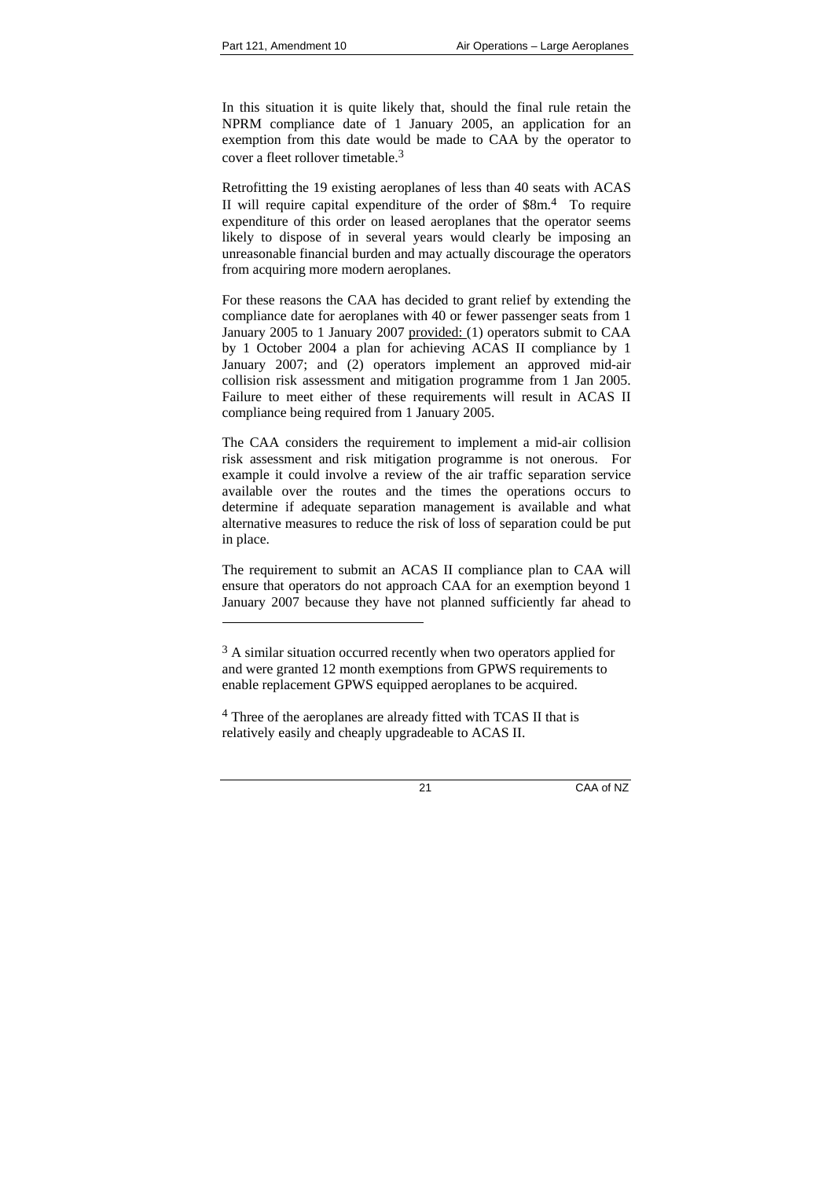In this situation it is quite likely that, should the final rule retain the NPRM compliance date of 1 January 2005, an application for an exemption from this date would be made to CAA by the operator to cover a fleet rollover timetable.[3]

Retrofitting the 19 existing aeroplanes of less than 40 seats with ACAS II will require capital expenditure of the order of $8m.[4] To require expenditure of this order on leased aeroplanes that the operator seems likely to dispose of in several years would clearly be imposing an unreasonable financial burden and may actually discourage the operators from acquiring more modern aeroplanes.

For these reasons the CAA has decided to grant relief by extending the compliance date for aeroplanes with 40 or fewer passenger seats from 1 January 2005 to 1 January 2007 provided: (1) operators submit to CAA by 1 October 2004 a plan for achieving ACAS II compliance by 1 January 2007; and (2) operators implement an approved mid-air collision risk assessment and mitigation programme from 1 Jan 2005. Failure to meet either of these requirements will result in ACAS II compliance being required from 1 January 2005.

The CAA considers the requirement to implement a mid-air collision risk assessment and risk mitigation programme is not onerous. For example it could involve a review of the air traffic separation service available over the routes and the times the operations occurs to determine if adequate separation management is available and what alternative measures to reduce the risk of loss of separation could be put in place.

The requirement to submit an ACAS II compliance plan to CAA will ensure that operators do not approach CAA for an exemption beyond 1 January 2007 because they have not planned sufficiently far ahead to

---

[3] A similar situation occurred recently when two operators applied for and were granted 12 month exemptions from GPWS requirements to enable replacement GPWS equipped aeroplanes to be acquired.

[4] Three of the aeroplanes are already fitted with TCAS II that is relatively easily and cheaply upgradeable to ACAS II.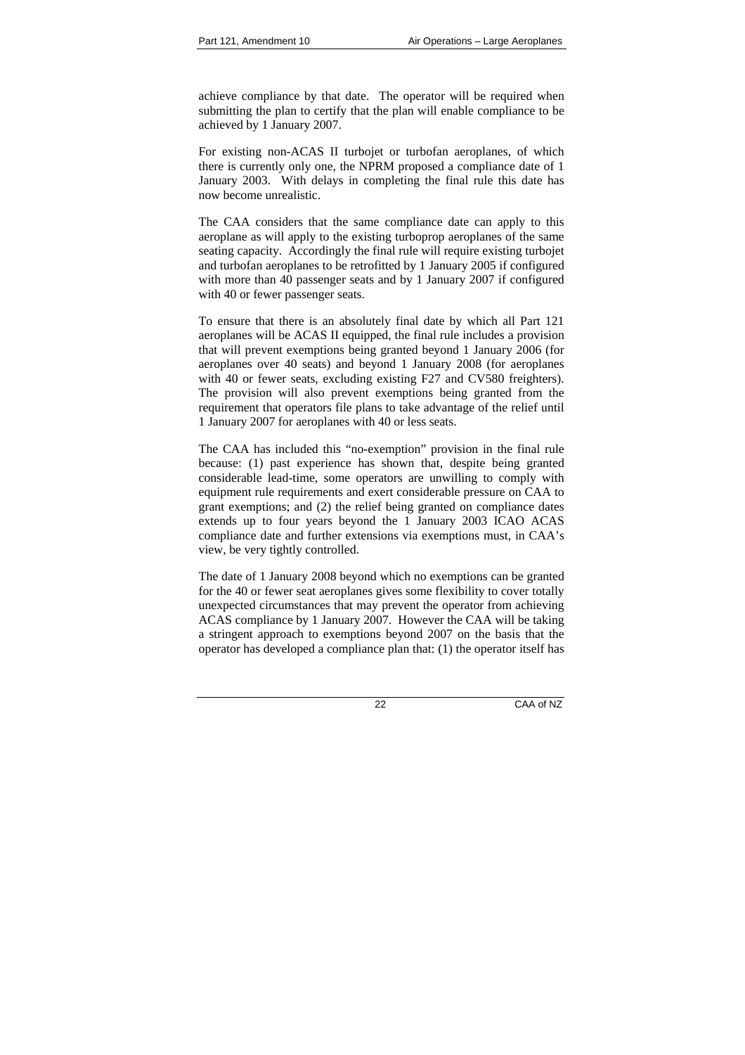achieve compliance by that date. The operator will be required when submitting the plan to certify that the plan will enable compliance to be achieved by 1 January 2007.

For existing non-ACAS II turbojet or turbofan aeroplanes, of which there is currently only one, the NPRM proposed a compliance date of 1 January 2003. With delays in completing the final rule this date has now become unrealistic.

The CAA considers that the same compliance date can apply to this aeroplane as will apply to the existing turboprop aeroplanes of the same seating capacity. Accordingly the final rule will require existing turbojet and turbofan aeroplanes to be retrofitted by 1 January 2005 if configured with more than 40 passenger seats and by 1 January 2007 if configured with 40 or fewer passenger seats.

To ensure that there is an absolutely final date by which all Part 121 aeroplanes will be ACAS II equipped, the final rule includes a provision that will prevent exemptions being granted beyond 1 January 2006 (for aeroplanes over 40 seats) and beyond 1 January 2008 (for aeroplanes with 40 or fewer seats, excluding existing F27 and CV580 freighters). The provision will also prevent exemptions being granted from the requirement that operators file plans to take advantage of the relief until 1 January 2007 for aeroplanes with 40 or less seats.

The CAA has included this "no-exemption" provision in the final rule because: (1) past experience has shown that, despite being granted considerable lead-time, some operators are unwilling to comply with equipment rule requirements and exert considerable pressure on CAA to grant exemptions; and (2) the relief being granted on compliance dates extends up to four years beyond the 1 January 2003 ICAO ACAS compliance date and further extensions via exemptions must, in CAA's view, be very tightly controlled.

The date of 1 January 2008 beyond which no exemptions can be granted for the 40 or fewer seat aeroplanes gives some flexibility to cover totally unexpected circumstances that may prevent the operator from achieving ACAS compliance by 1 January 2007. However the CAA will be taking a stringent approach to exemptions beyond 2007 on the basis that the operator has developed a compliance plan that: (1) the operator itself has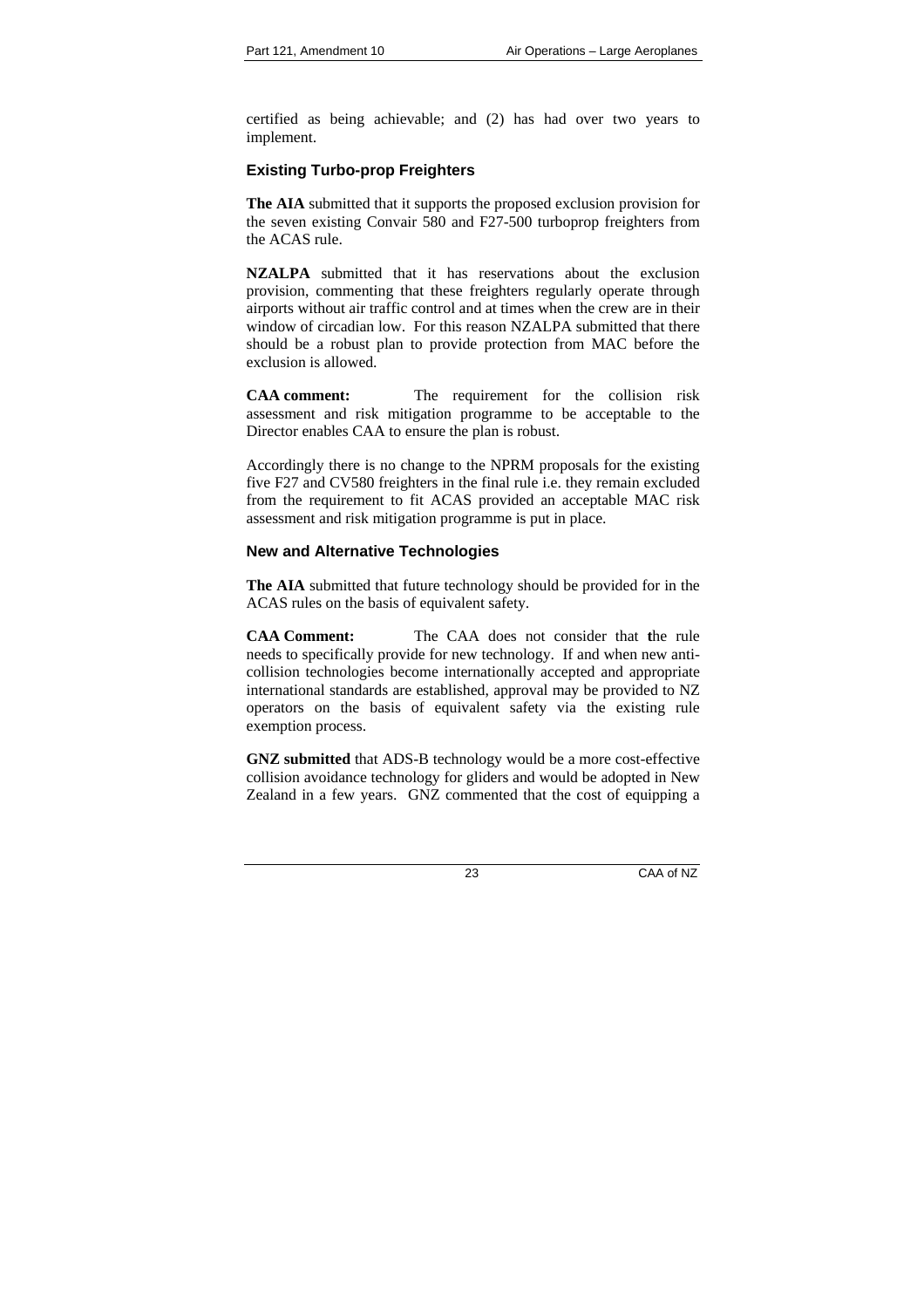certified as being achievable; and (2) has had over two years to implement.

### Existing Turbo-prop Freighters

**The AIA** submitted that it supports the proposed exclusion provision for the seven existing Convair 580 and F27-500 turboprop freighters from the ACAS rule.

**NZALPA** submitted that it has reservations about the exclusion provision, commenting that these freighters regularly operate through airports without air traffic control and at times when the crew are in their window of circadian low. For this reason NZALPA submitted that there should be a robust plan to provide protection from MAC before the exclusion is allowed.

**CAA comment:** The requirement for the collision risk assessment and risk mitigation programme to be acceptable to the Director enables CAA to ensure the plan is robust.

Accordingly there is no change to the NPRM proposals for the existing five F27 and CV580 freighters in the final rule i.e. they remain excluded from the requirement to fit ACAS provided an acceptable MAC risk assessment and risk mitigation programme is put in place.

### New and Alternative Technologies

**The AIA** submitted that future technology should be provided for in the ACAS rules on the basis of equivalent safety.

**CAA Comment:** The CAA does not consider that the rule needs to specifically provide for new technology. If and when new anti-collision technologies become internationally accepted and appropriate international standards are established, approval may be provided to NZ operators on the basis of equivalent safety via the existing rule exemption process.

**GNZ submitted** that ADS-B technology would be a more cost-effective collision avoidance technology for gliders and would be adopted in New Zealand in a few years. GNZ commented that the cost of equipping a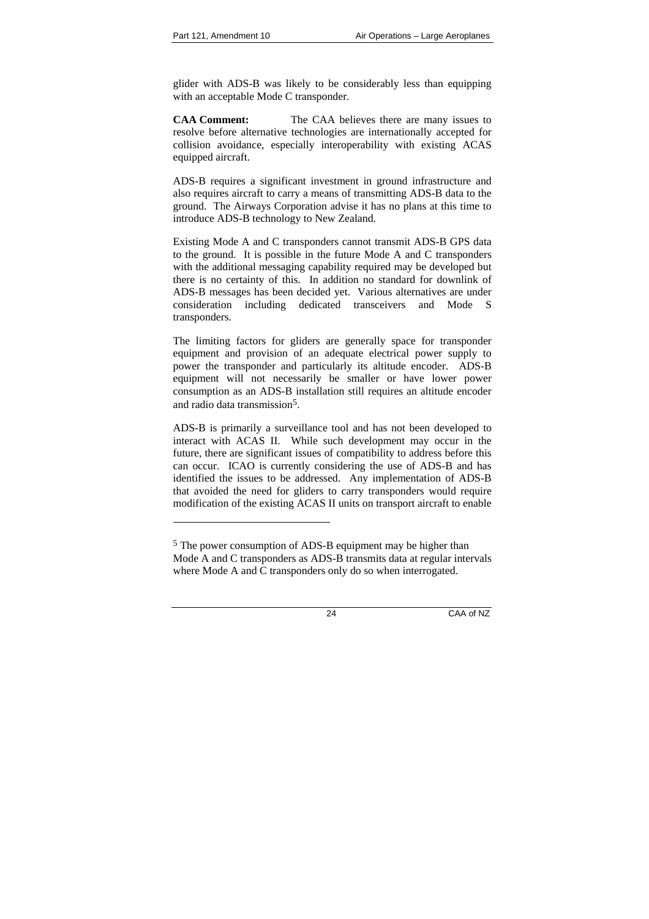glider with ADS-B was likely to be considerably less than equipping with an acceptable Mode C transponder.

**CAA Comment:** The CAA believes there are many issues to resolve before alternative technologies are internationally accepted for collision avoidance, especially interoperability with existing ACAS equipped aircraft.

ADS-B requires a significant investment in ground infrastructure and also requires aircraft to carry a means of transmitting ADS-B data to the ground. The Airways Corporation advise it has no plans at this time to introduce ADS-B technology to New Zealand.

Existing Mode A and C transponders cannot transmit ADS-B GPS data to the ground. It is possible in the future Mode A and C transponders with the additional messaging capability required may be developed but there is no certainty of this. In addition no standard for downlink of ADS-B messages has been decided yet. Various alternatives are under consideration including dedicated transceivers and Mode S transponders.

The limiting factors for gliders are generally space for transponder equipment and provision of an adequate electrical power supply to power the transponder and particularly its altitude encoder. ADS-B equipment will not necessarily be smaller or have lower power consumption as an ADS-B installation still requires an altitude encoder and radio data transmission[5].

ADS-B is primarily a surveillance tool and has not been developed to interact with ACAS II. While such development may occur in the future, there are significant issues of compatibility to address before this can occur. ICAO is currently considering the use of ADS-B and has identified the issues to be addressed. Any implementation of ADS-B that avoided the need for gliders to carry transponders would require modification of the existing ACAS II units on transport aircraft to enable

---

[5] The power consumption of ADS-B equipment may be higher than Mode A and C transponders as ADS-B transmits data at regular intervals where Mode A and C transponders only do so when interrogated.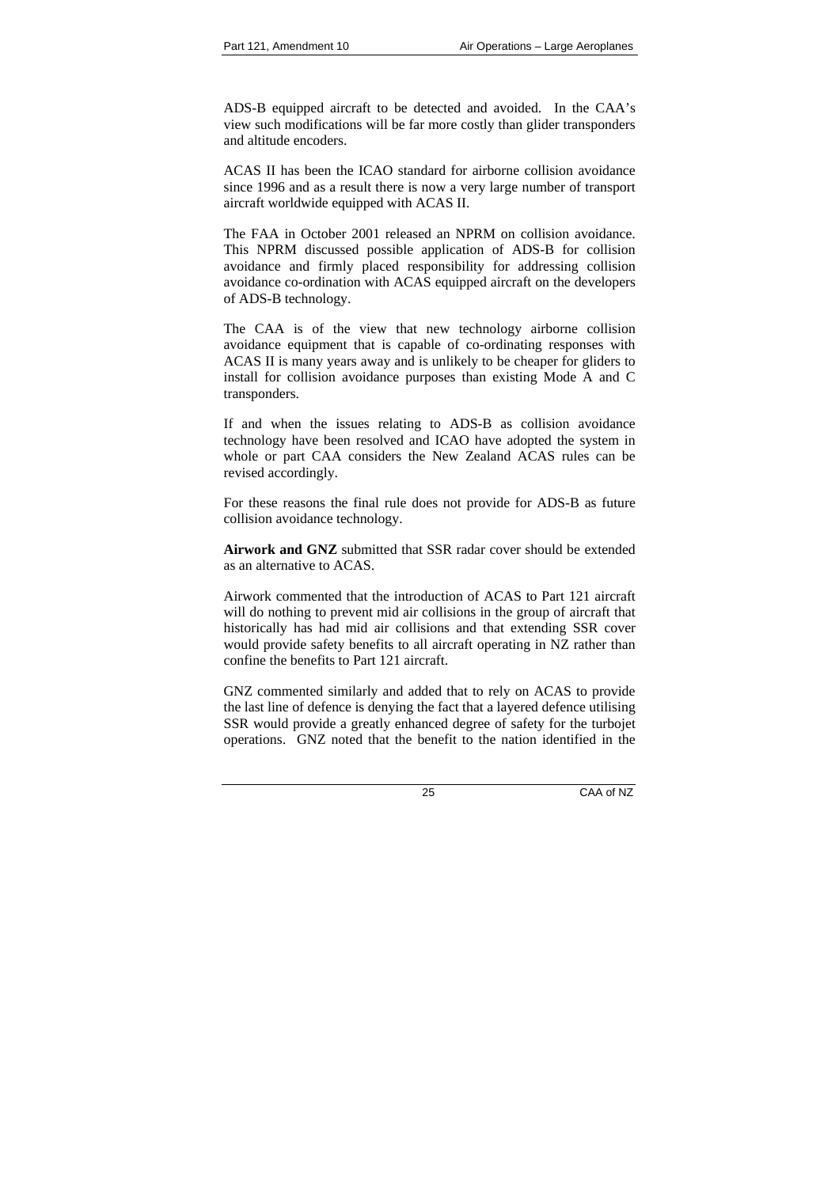ADS-B equipped aircraft to be detected and avoided. In the CAA's view such modifications will be far more costly than glider transponders and altitude encoders.

ACAS II has been the ICAO standard for airborne collision avoidance since 1996 and as a result there is now a very large number of transport aircraft worldwide equipped with ACAS II.

The FAA in October 2001 released an NPRM on collision avoidance. This NPRM discussed possible application of ADS-B for collision avoidance and firmly placed responsibility for addressing collision avoidance co-ordination with ACAS equipped aircraft on the developers of ADS-B technology.

The CAA is of the view that new technology airborne collision avoidance equipment that is capable of co-ordinating responses with ACAS II is many years away and is unlikely to be cheaper for gliders to install for collision avoidance purposes than existing Mode A and C transponders.

If and when the issues relating to ADS-B as collision avoidance technology have been resolved and ICAO have adopted the system in whole or part CAA considers the New Zealand ACAS rules can be revised accordingly.

For these reasons the final rule does not provide for ADS-B as future collision avoidance technology.

**Airwork and GNZ** submitted that SSR radar cover should be extended as an alternative to ACAS.

Airwork commented that the introduction of ACAS to Part 121 aircraft will do nothing to prevent mid air collisions in the group of aircraft that historically has had mid air collisions and that extending SSR cover would provide safety benefits to all aircraft operating in NZ rather than confine the benefits to Part 121 aircraft.

GNZ commented similarly and added that to rely on ACAS to provide the last line of defence is denying the fact that a layered defence utilising SSR would provide a greatly enhanced degree of safety for the turbojet operations. GNZ noted that the benefit to the nation identified in the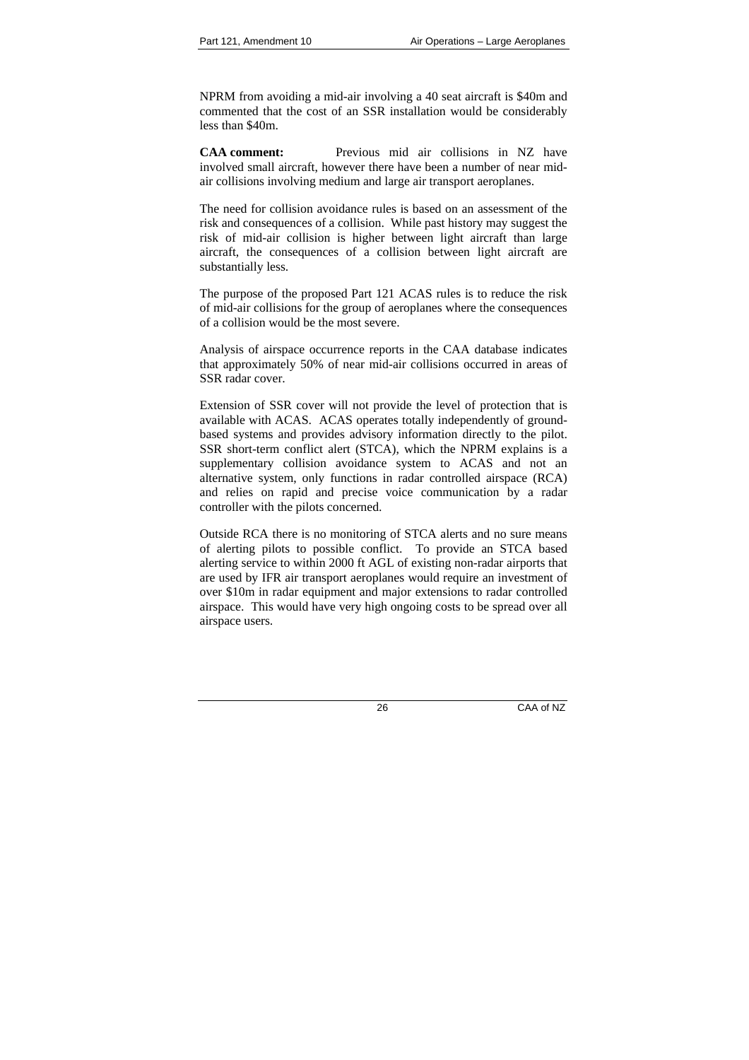NPRM from avoiding a mid-air involving a 40 seat aircraft is $40m and commented that the cost of an SSR installation would be considerably less than $40m.

**CAA comment:** Previous mid air collisions in NZ have involved small aircraft, however there have been a number of near mid-air collisions involving medium and large air transport aeroplanes.

The need for collision avoidance rules is based on an assessment of the risk and consequences of a collision. While past history may suggest the risk of mid-air collision is higher between light aircraft than large aircraft, the consequences of a collision between light aircraft are substantially less.

The purpose of the proposed Part 121 ACAS rules is to reduce the risk of mid-air collisions for the group of aeroplanes where the consequences of a collision would be the most severe.

Analysis of airspace occurrence reports in the CAA database indicates that approximately 50% of near mid-air collisions occurred in areas of SSR radar cover.

Extension of SSR cover will not provide the level of protection that is available with ACAS. ACAS operates totally independently of ground-based systems and provides advisory information directly to the pilot. SSR short-term conflict alert (STCA), which the NPRM explains is a supplementary collision avoidance system to ACAS and not an alternative system, only functions in radar controlled airspace (RCA) and relies on rapid and precise voice communication by a radar controller with the pilots concerned.

Outside RCA there is no monitoring of STCA alerts and no sure means of alerting pilots to possible conflict. To provide an STCA based alerting service to within 2000 ft AGL of existing non-radar airports that are used by IFR air transport aeroplanes would require an investment of over $10m in radar equipment and major extensions to radar controlled airspace. This would have very high ongoing costs to be spread over all airspace users.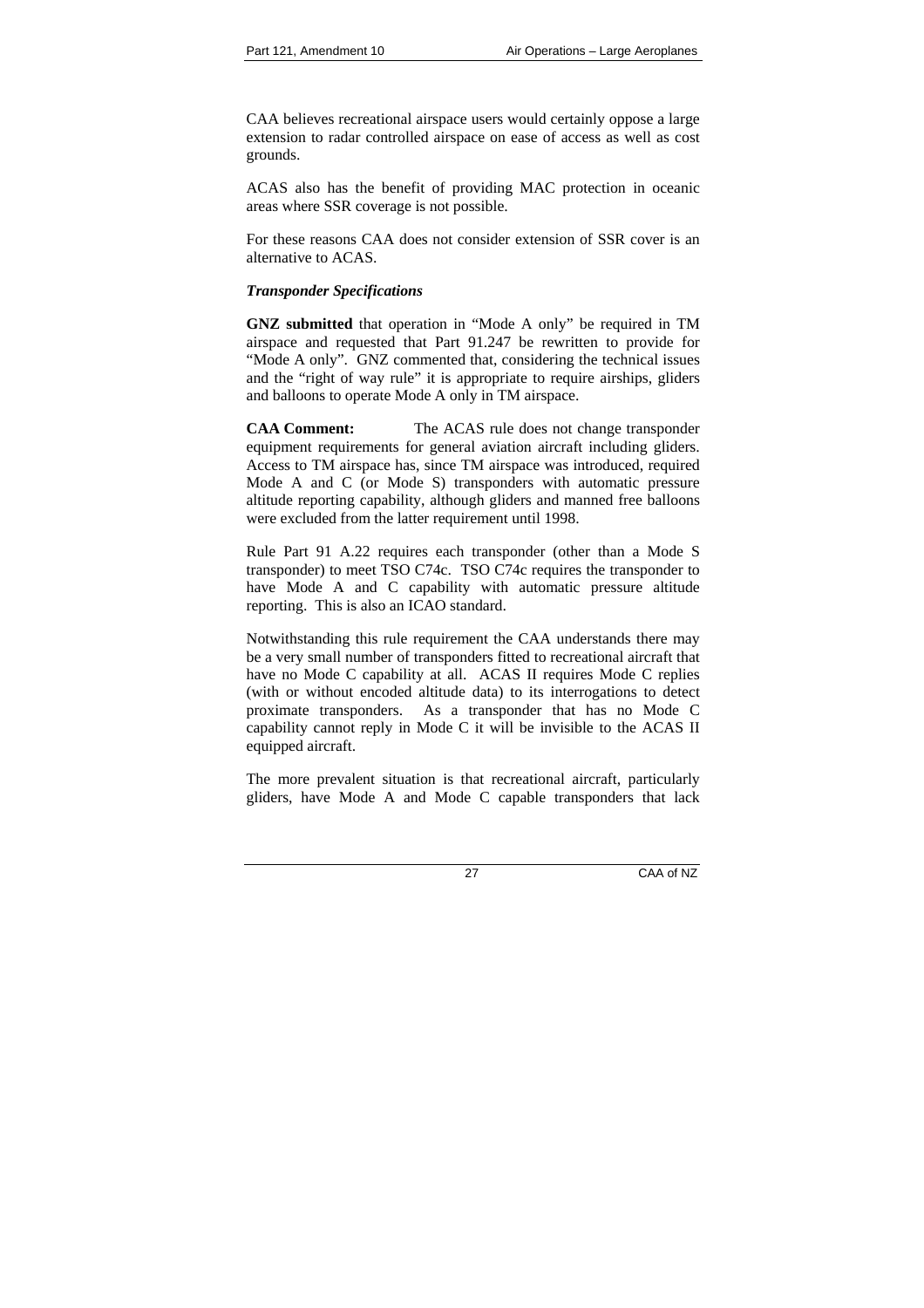CAA believes recreational airspace users would certainly oppose a large extension to radar controlled airspace on ease of access as well as cost grounds.

ACAS also has the benefit of providing MAC protection in oceanic areas where SSR coverage is not possible.

For these reasons CAA does not consider extension of SSR cover is an alternative to ACAS.

***Transponder Specifications***

**GNZ submitted** that operation in "Mode A only" be required in TM airspace and requested that Part 91.247 be rewritten to provide for "Mode A only". GNZ commented that, considering the technical issues and the "right of way rule" it is appropriate to require airships, gliders and balloons to operate Mode A only in TM airspace.

**CAA Comment:** The ACAS rule does not change transponder equipment requirements for general aviation aircraft including gliders. Access to TM airspace has, since TM airspace was introduced, required Mode A and C (or Mode S) transponders with automatic pressure altitude reporting capability, although gliders and manned free balloons were excluded from the latter requirement until 1998.

Rule Part 91 A.22 requires each transponder (other than a Mode S transponder) to meet TSO C74c. TSO C74c requires the transponder to have Mode A and C capability with automatic pressure altitude reporting. This is also an ICAO standard.

Notwithstanding this rule requirement the CAA understands there may be a very small number of transponders fitted to recreational aircraft that have no Mode C capability at all. ACAS II requires Mode C replies (with or without encoded altitude data) to its interrogations to detect proximate transponders. As a transponder that has no Mode C capability cannot reply in Mode C it will be invisible to the ACAS II equipped aircraft.

The more prevalent situation is that recreational aircraft, particularly gliders, have Mode A and Mode C capable transponders that lack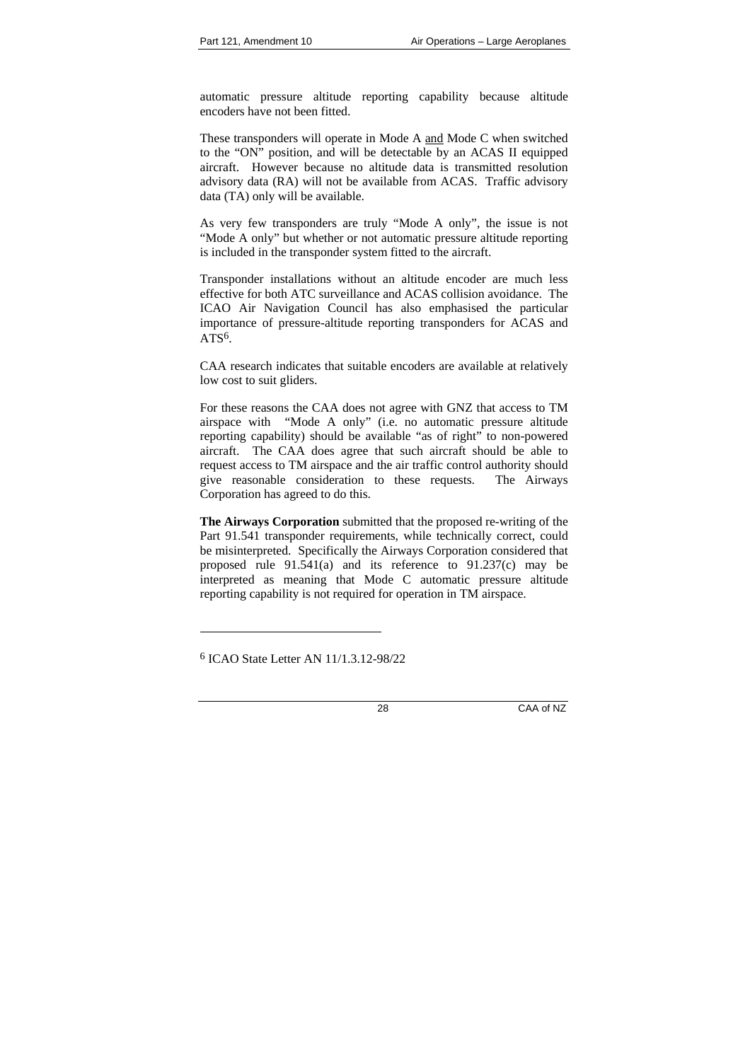automatic pressure altitude reporting capability because altitude encoders have not been fitted.

These transponders will operate in Mode A and Mode C when switched to the "ON" position, and will be detectable by an ACAS II equipped aircraft. However because no altitude data is transmitted resolution advisory data (RA) will not be available from ACAS. Traffic advisory data (TA) only will be available.

As very few transponders are truly "Mode A only", the issue is not "Mode A only" but whether or not automatic pressure altitude reporting is included in the transponder system fitted to the aircraft.

Transponder installations without an altitude encoder are much less effective for both ATC surveillance and ACAS collision avoidance. The ICAO Air Navigation Council has also emphasised the particular importance of pressure-altitude reporting transponders for ACAS and ATS[6].

CAA research indicates that suitable encoders are available at relatively low cost to suit gliders.

For these reasons the CAA does not agree with GNZ that access to TM airspace with "Mode A only" (i.e. no automatic pressure altitude reporting capability) should be available "as of right" to non-powered aircraft. The CAA does agree that such aircraft should be able to request access to TM airspace and the air traffic control authority should give reasonable consideration to these requests. The Airways Corporation has agreed to do this.

**The Airways Corporation** submitted that the proposed re-writing of the Part 91.541 transponder requirements, while technically correct, could be misinterpreted. Specifically the Airways Corporation considered that proposed rule 91.541(a) and its reference to 91.237(c) may be interpreted as meaning that Mode C automatic pressure altitude reporting capability is not required for operation in TM airspace.

---

[6] ICAO State Letter AN 11/1.3.12-98/22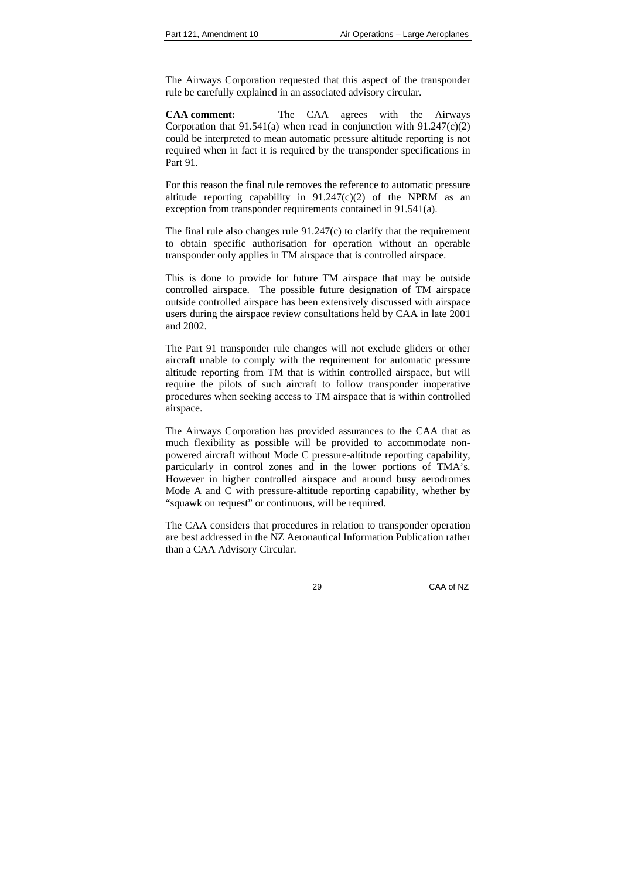The Airways Corporation requested that this aspect of the transponder rule be carefully explained in an associated advisory circular.

**CAA comment:** The CAA agrees with the Airways Corporation that 91.541(a) when read in conjunction with 91.247(c)(2) could be interpreted to mean automatic pressure altitude reporting is not required when in fact it is required by the transponder specifications in Part 91.

For this reason the final rule removes the reference to automatic pressure altitude reporting capability in 91.247(c)(2) of the NPRM as an exception from transponder requirements contained in 91.541(a).

The final rule also changes rule 91.247(c) to clarify that the requirement to obtain specific authorisation for operation without an operable transponder only applies in TM airspace that is controlled airspace.

This is done to provide for future TM airspace that may be outside controlled airspace. The possible future designation of TM airspace outside controlled airspace has been extensively discussed with airspace users during the airspace review consultations held by CAA in late 2001 and 2002.

The Part 91 transponder rule changes will not exclude gliders or other aircraft unable to comply with the requirement for automatic pressure altitude reporting from TM that is within controlled airspace, but will require the pilots of such aircraft to follow transponder inoperative procedures when seeking access to TM airspace that is within controlled airspace.

The Airways Corporation has provided assurances to the CAA that as much flexibility as possible will be provided to accommodate non-powered aircraft without Mode C pressure-altitude reporting capability, particularly in control zones and in the lower portions of TMA's. However in higher controlled airspace and around busy aerodromes Mode A and C with pressure-altitude reporting capability, whether by "squawk on request" or continuous, will be required.

The CAA considers that procedures in relation to transponder operation are best addressed in the NZ Aeronautical Information Publication rather than a CAA Advisory Circular.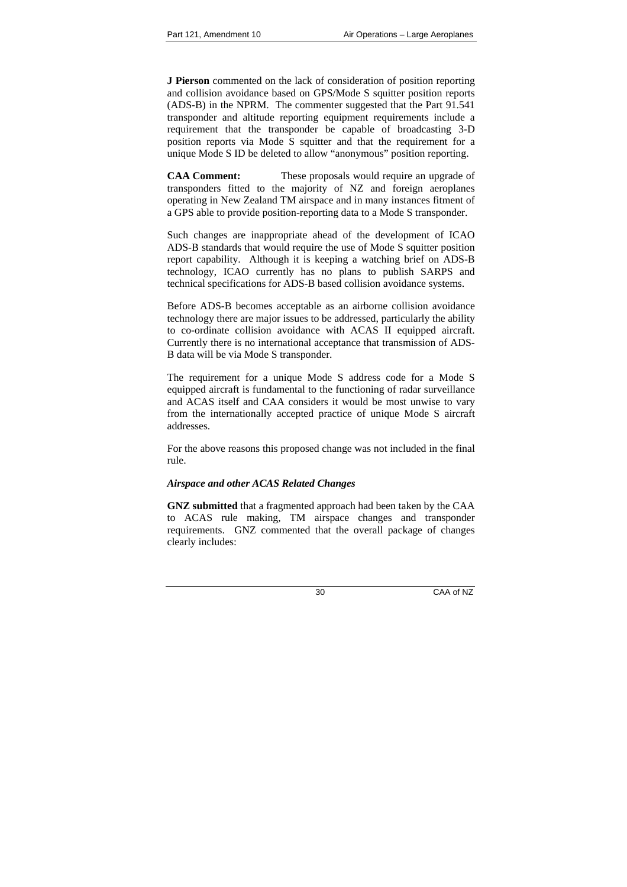**J Pierson** commented on the lack of consideration of position reporting and collision avoidance based on GPS/Mode S squitter position reports (ADS-B) in the NPRM. The commenter suggested that the Part 91.541 transponder and altitude reporting equipment requirements include a requirement that the transponder be capable of broadcasting 3-D position reports via Mode S squitter and that the requirement for a unique Mode S ID be deleted to allow "anonymous" position reporting.

**CAA Comment:** These proposals would require an upgrade of transponders fitted to the majority of NZ and foreign aeroplanes operating in New Zealand TM airspace and in many instances fitment of a GPS able to provide position-reporting data to a Mode S transponder.

Such changes are inappropriate ahead of the development of ICAO ADS-B standards that would require the use of Mode S squitter position report capability. Although it is keeping a watching brief on ADS-B technology, ICAO currently has no plans to publish SARPS and technical specifications for ADS-B based collision avoidance systems.

Before ADS-B becomes acceptable as an airborne collision avoidance technology there are major issues to be addressed, particularly the ability to co-ordinate collision avoidance with ACAS II equipped aircraft. Currently there is no international acceptance that transmission of ADS-B data will be via Mode S transponder.

The requirement for a unique Mode S address code for a Mode S equipped aircraft is fundamental to the functioning of radar surveillance and ACAS itself and CAA considers it would be most unwise to vary from the internationally accepted practice of unique Mode S aircraft addresses.

For the above reasons this proposed change was not included in the final rule.

*Airspace and other ACAS Related Changes*

**GNZ submitted** that a fragmented approach had been taken by the CAA to ACAS rule making, TM airspace changes and transponder requirements. GNZ commented that the overall package of changes clearly includes: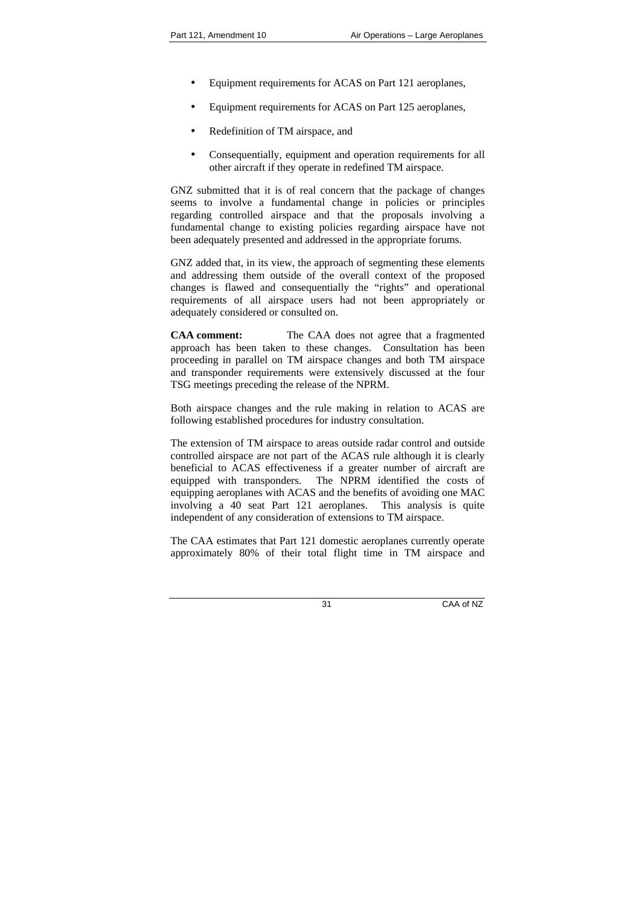- Equipment requirements for ACAS on Part 121 aeroplanes,
- Equipment requirements for ACAS on Part 125 aeroplanes,
- Redefinition of TM airspace, and
- Consequentially, equipment and operation requirements for all other aircraft if they operate in redefined TM airspace.

GNZ submitted that it is of real concern that the package of changes seems to involve a fundamental change in policies or principles regarding controlled airspace and that the proposals involving a fundamental change to existing policies regarding airspace have not been adequately presented and addressed in the appropriate forums.

GNZ added that, in its view, the approach of segmenting these elements and addressing them outside of the overall context of the proposed changes is flawed and consequentially the "rights" and operational requirements of all airspace users had not been appropriately or adequately considered or consulted on.

**CAA comment:** The CAA does not agree that a fragmented approach has been taken to these changes. Consultation has been proceeding in parallel on TM airspace changes and both TM airspace and transponder requirements were extensively discussed at the four TSG meetings preceding the release of the NPRM.

Both airspace changes and the rule making in relation to ACAS are following established procedures for industry consultation.

The extension of TM airspace to areas outside radar control and outside controlled airspace are not part of the ACAS rule although it is clearly beneficial to ACAS effectiveness if a greater number of aircraft are equipped with transponders. The NPRM identified the costs of equipping aeroplanes with ACAS and the benefits of avoiding one MAC involving a 40 seat Part 121 aeroplanes. This analysis is quite independent of any consideration of extensions to TM airspace.

The CAA estimates that Part 121 domestic aeroplanes currently operate approximately 80% of their total flight time in TM airspace and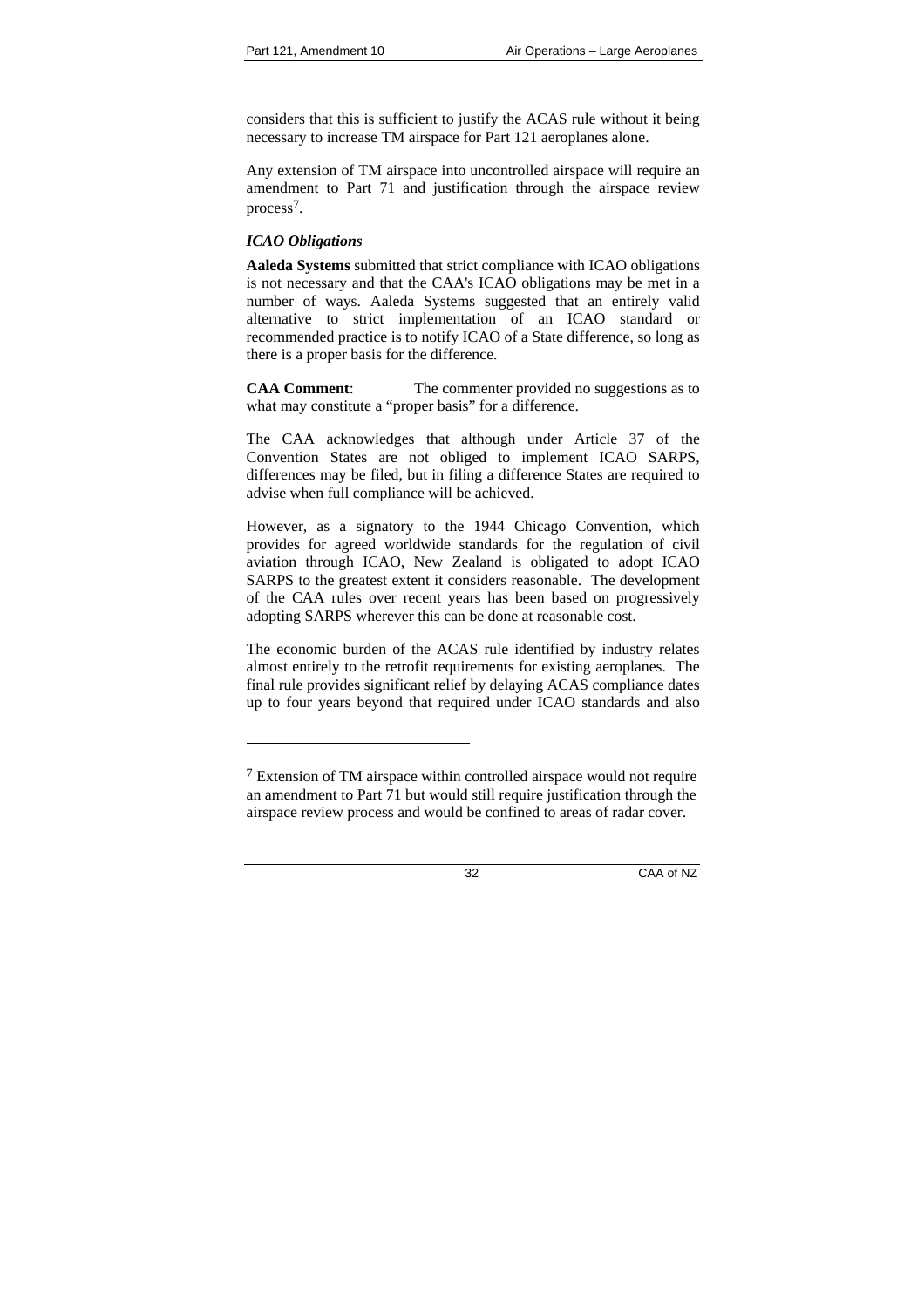considers that this is sufficient to justify the ACAS rule without it being necessary to increase TM airspace for Part 121 aeroplanes alone.

Any extension of TM airspace into uncontrolled airspace will require an amendment to Part 71 and justification through the airspace review process[7].

### *ICAO Obligations*

**Aaleda Systems** submitted that strict compliance with ICAO obligations is not necessary and that the CAA's ICAO obligations may be met in a number of ways. Aaleda Systems suggested that an entirely valid alternative to strict implementation of an ICAO standard or recommended practice is to notify ICAO of a State difference, so long as there is a proper basis for the difference.

**CAA Comment**: The commenter provided no suggestions as to what may constitute a "proper basis" for a difference.

The CAA acknowledges that although under Article 37 of the Convention States are not obliged to implement ICAO SARPS, differences may be filed, but in filing a difference States are required to advise when full compliance will be achieved.

However, as a signatory to the 1944 Chicago Convention, which provides for agreed worldwide standards for the regulation of civil aviation through ICAO, New Zealand is obligated to adopt ICAO SARPS to the greatest extent it considers reasonable. The development of the CAA rules over recent years has been based on progressively adopting SARPS wherever this can be done at reasonable cost.

The economic burden of the ACAS rule identified by industry relates almost entirely to the retrofit requirements for existing aeroplanes. The final rule provides significant relief by delaying ACAS compliance dates up to four years beyond that required under ICAO standards and also

---

[7] Extension of TM airspace within controlled airspace would not require an amendment to Part 71 but would still require justification through the airspace review process and would be confined to areas of radar cover.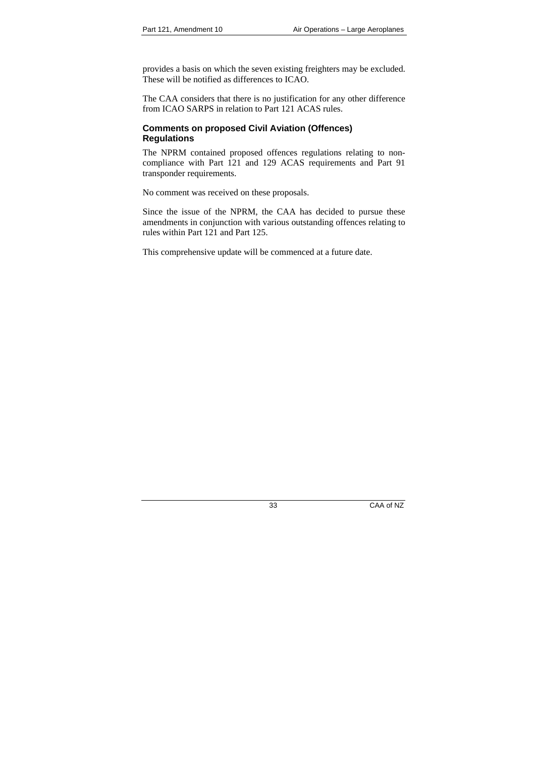provides a basis on which the seven existing freighters may be excluded. These will be notified as differences to ICAO.

The CAA considers that there is no justification for any other difference from ICAO SARPS in relation to Part 121 ACAS rules.

### Comments on proposed Civil Aviation (Offences) Regulations

The NPRM contained proposed offences regulations relating to non-compliance with Part 121 and 129 ACAS requirements and Part 91 transponder requirements.

No comment was received on these proposals.

Since the issue of the NPRM, the CAA has decided to pursue these amendments in conjunction with various outstanding offences relating to rules within Part 121 and Part 125.

This comprehensive update will be commenced at a future date.